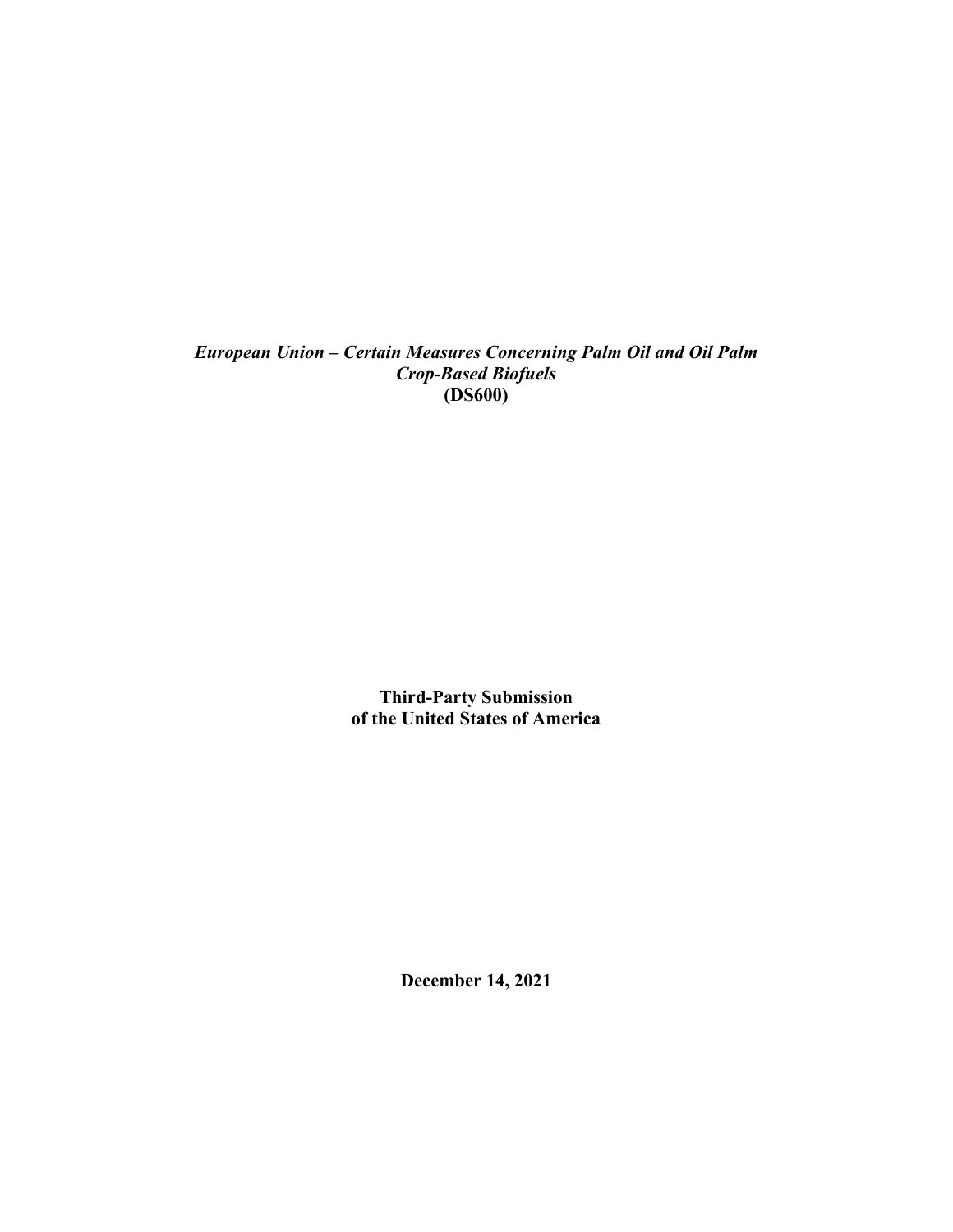***European Union – Certain Measures Concerning Palm Oil and Oil Palm Crop-Based Biofuels***
**(DS600)**

**Third-Party Submission of the United States of America**

**December 14, 2021**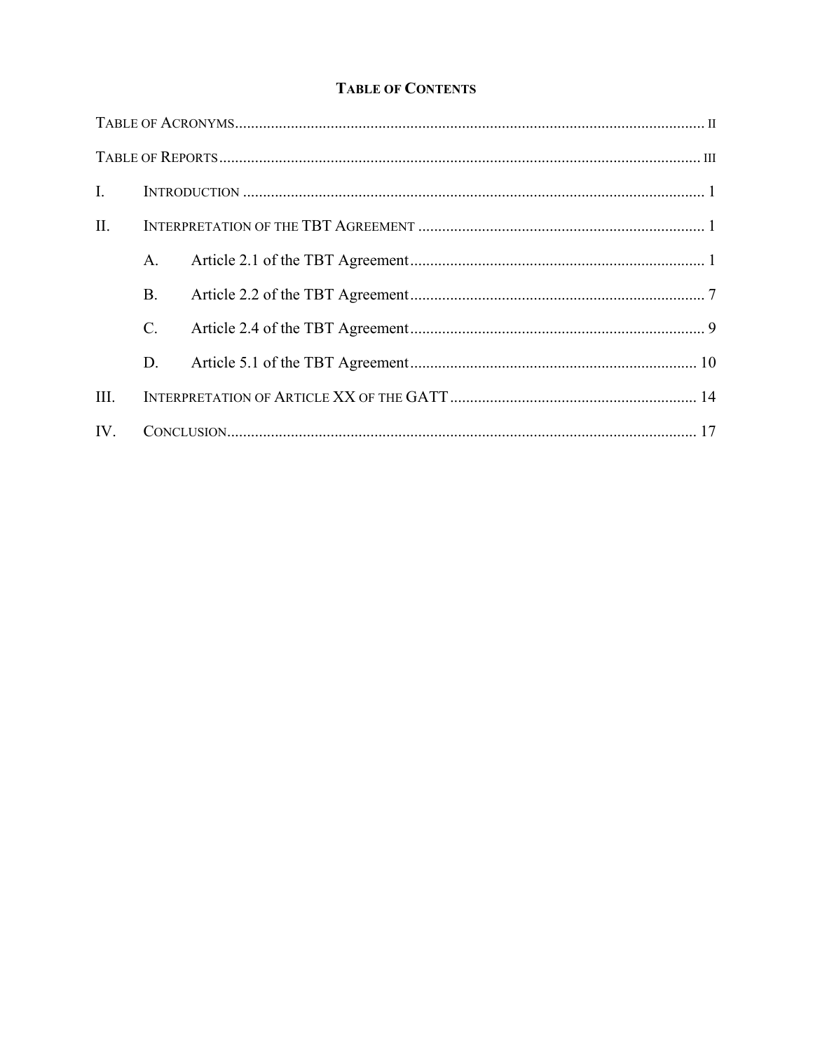# TABLE OF CONTENTS

TABLE OF ACRONYMS ..................................................................................................................... II

TABLE OF REPORTS ...................................................................................................................... III

I. INTRODUCTION ............................................................................................................. 1

II. INTERPRETATION OF THE TBT AGREEMENT ............................................................. 1

- A. Article 2.1 of the TBT Agreement ..................................................................... 1
- B. Article 2.2 of the TBT Agreement ..................................................................... 7
- C. Article 2.4 of the TBT Agreement ..................................................................... 9
- D. Article 5.1 of the TBT Agreement ..................................................................... 10

III. INTERPRETATION OF ARTICLE XX OF THE GATT ..................................................... 14

IV. CONCLUSION ................................................................................................................. 17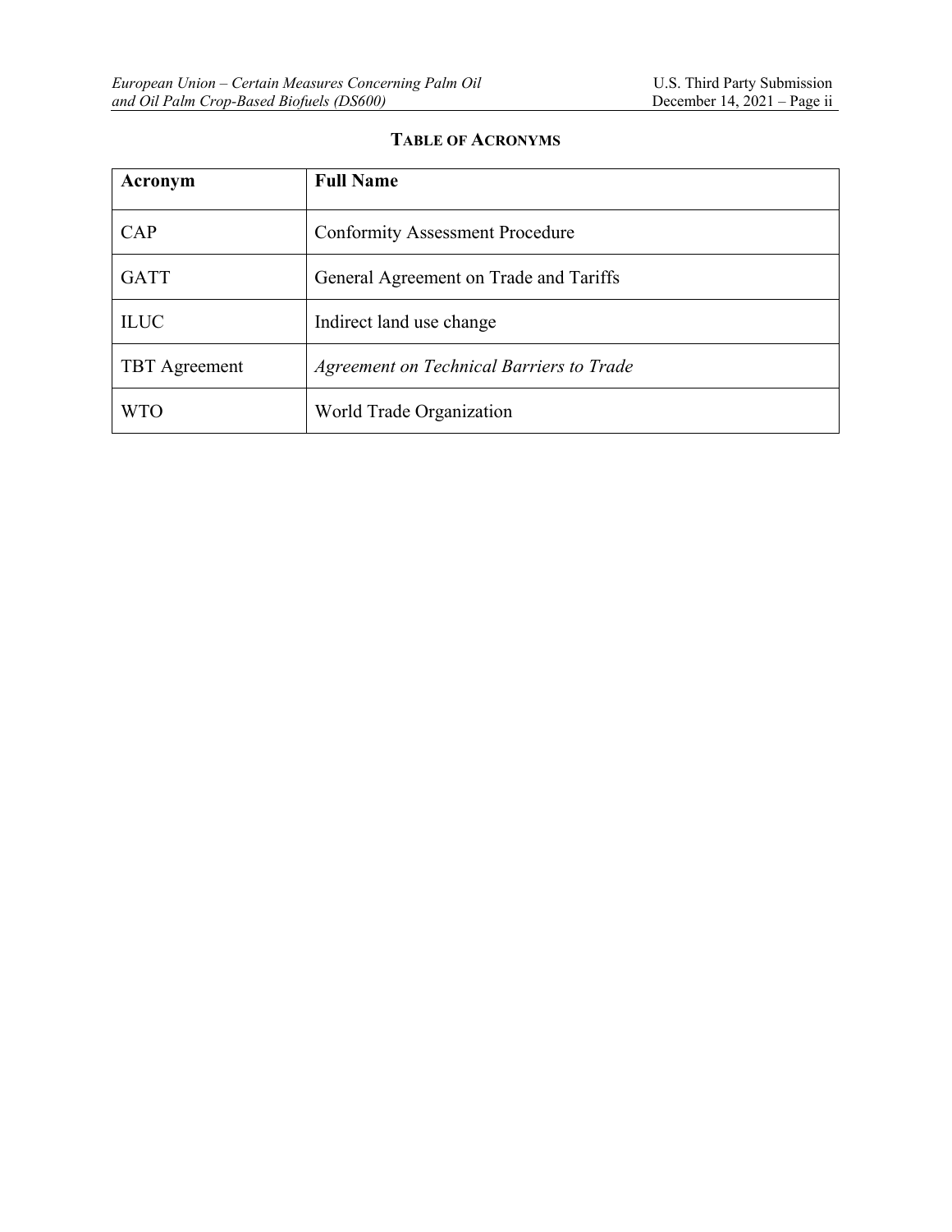## TABLE OF ACRONYMS

| Acronym | Full Name |
|---|---|
| CAP | Conformity Assessment Procedure |
| GATT | General Agreement on Trade and Tariffs |
| ILUC | Indirect land use change |
| TBT Agreement | *Agreement on Technical Barriers to Trade* |
| WTO | World Trade Organization |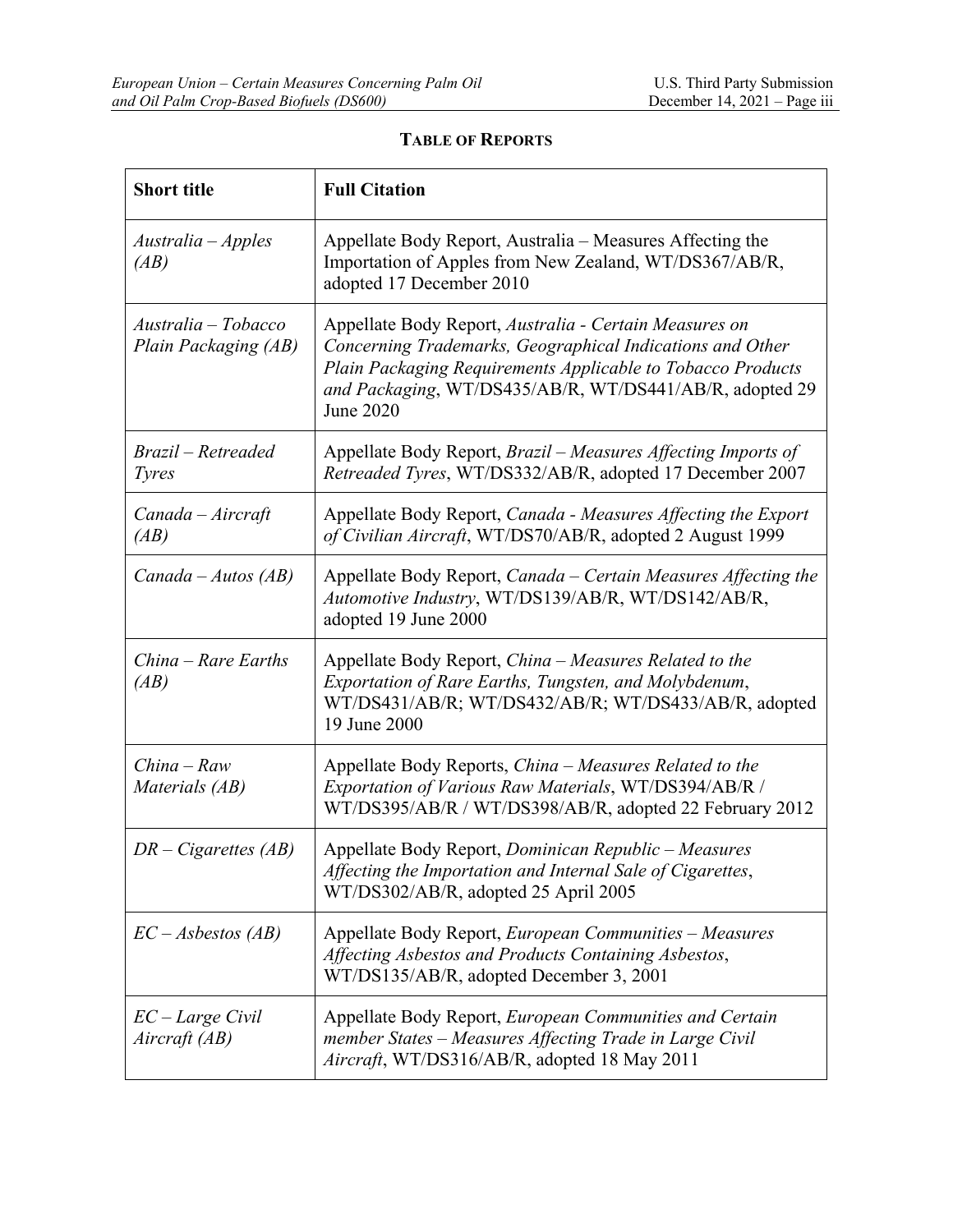**TABLE OF REPORTS**

| **Short title** | **Full Citation** |
| --- | --- |
| *Australia – Apples (AB)* | Appellate Body Report, Australia – Measures Affecting the Importation of Apples from New Zealand, WT/DS367/AB/R, adopted 17 December 2010 |
| *Australia – Tobacco Plain Packaging (AB)* | Appellate Body Report, *Australia - Certain Measures on Concerning Trademarks, Geographical Indications and Other Plain Packaging Requirements Applicable to Tobacco Products and Packaging*, WT/DS435/AB/R, WT/DS441/AB/R, adopted 29 June 2020 |
| *Brazil – Retreaded Tyres* | Appellate Body Report, *Brazil – Measures Affecting Imports of Retreaded Tyres*, WT/DS332/AB/R, adopted 17 December 2007 |
| *Canada – Aircraft (AB)* | Appellate Body Report, *Canada - Measures Affecting the Export of Civilian Aircraft*, WT/DS70/AB/R, adopted 2 August 1999 |
| *Canada – Autos (AB)* | Appellate Body Report, *Canada – Certain Measures Affecting the Automotive Industry*, WT/DS139/AB/R, WT/DS142/AB/R, adopted 19 June 2000 |
| *China – Rare Earths (AB)* | Appellate Body Report, *China – Measures Related to the Exportation of Rare Earths, Tungsten, and Molybdenum*, WT/DS431/AB/R; WT/DS432/AB/R; WT/DS433/AB/R, adopted 19 June 2000 |
| *China – Raw Materials (AB)* | Appellate Body Reports, *China – Measures Related to the Exportation of Various Raw Materials*, WT/DS394/AB/R / WT/DS395/AB/R / WT/DS398/AB/R, adopted 22 February 2012 |
| *DR – Cigarettes (AB)* | Appellate Body Report, *Dominican Republic – Measures Affecting the Importation and Internal Sale of Cigarettes*, WT/DS302/AB/R, adopted 25 April 2005 |
| *EC – Asbestos (AB)* | Appellate Body Report, *European Communities – Measures Affecting Asbestos and Products Containing Asbestos*, WT/DS135/AB/R, adopted December 3, 2001 |
| *EC – Large Civil Aircraft (AB)* | Appellate Body Report, *European Communities and Certain member States – Measures Affecting Trade in Large Civil Aircraft*, WT/DS316/AB/R, adopted 18 May 2011 |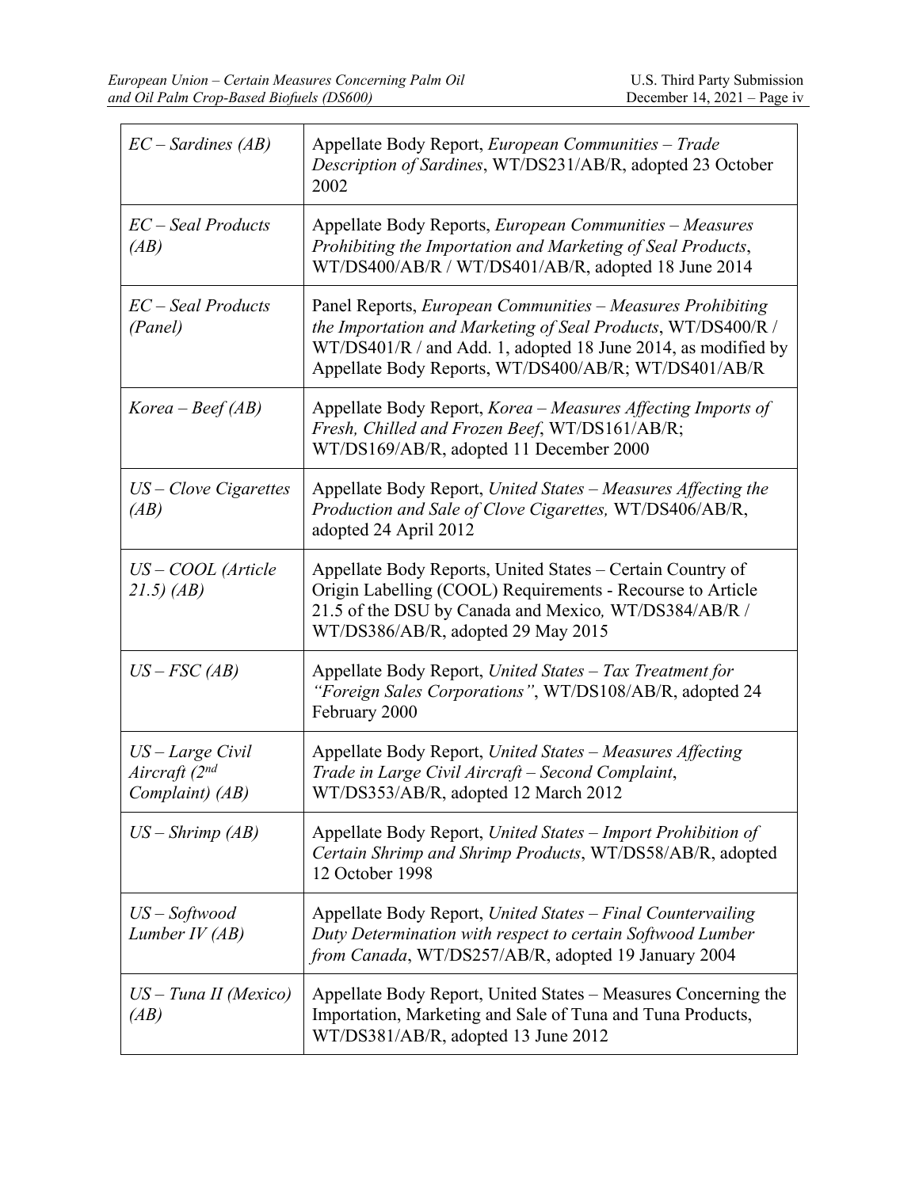| | |
|---|---|
| *EC – Sardines (AB)* | Appellate Body Report, *European Communities – Trade Description of Sardines*, WT/DS231/AB/R, adopted 23 October 2002 |
| *EC – Seal Products (AB)* | Appellate Body Reports, *European Communities – Measures Prohibiting the Importation and Marketing of Seal Products*, WT/DS400/AB/R / WT/DS401/AB/R, adopted 18 June 2014 |
| *EC – Seal Products (Panel)* | Panel Reports, *European Communities – Measures Prohibiting the Importation and Marketing of Seal Products*, WT/DS400/R / WT/DS401/R / and Add. 1, adopted 18 June 2014, as modified by Appellate Body Reports, WT/DS400/AB/R; WT/DS401/AB/R |
| *Korea – Beef (AB)* | Appellate Body Report, *Korea – Measures Affecting Imports of Fresh, Chilled and Frozen Beef*, WT/DS161/AB/R; WT/DS169/AB/R, adopted 11 December 2000 |
| *US – Clove Cigarettes (AB)* | Appellate Body Report, *United States – Measures Affecting the Production and Sale of Clove Cigarettes,* WT/DS406/AB/R, adopted 24 April 2012 |
| *US – COOL (Article 21.5) (AB)* | Appellate Body Reports, United States – Certain Country of Origin Labelling (COOL) Requirements - Recourse to Article 21.5 of the DSU by Canada and Mexico*,* WT/DS384/AB/R / WT/DS386/AB/R, adopted 29 May 2015 |
| *US – FSC (AB)* | Appellate Body Report, *United States – Tax Treatment for "Foreign Sales Corporations"*, WT/DS108/AB/R, adopted 24 February 2000 |
| *US – Large Civil Aircraft (2nd Complaint) (AB)* | Appellate Body Report, *United States – Measures Affecting Trade in Large Civil Aircraft – Second Complaint*, WT/DS353/AB/R, adopted 12 March 2012 |
| *US – Shrimp (AB)* | Appellate Body Report, *United States – Import Prohibition of Certain Shrimp and Shrimp Products*, WT/DS58/AB/R, adopted 12 October 1998 |
| *US – Softwood Lumber IV (AB)* | Appellate Body Report, *United States – Final Countervailing Duty Determination with respect to certain Softwood Lumber from Canada*, WT/DS257/AB/R, adopted 19 January 2004 |
| *US – Tuna II (Mexico) (AB)* | Appellate Body Report, United States – Measures Concerning the Importation, Marketing and Sale of Tuna and Tuna Products, WT/DS381/AB/R, adopted 13 June 2012 |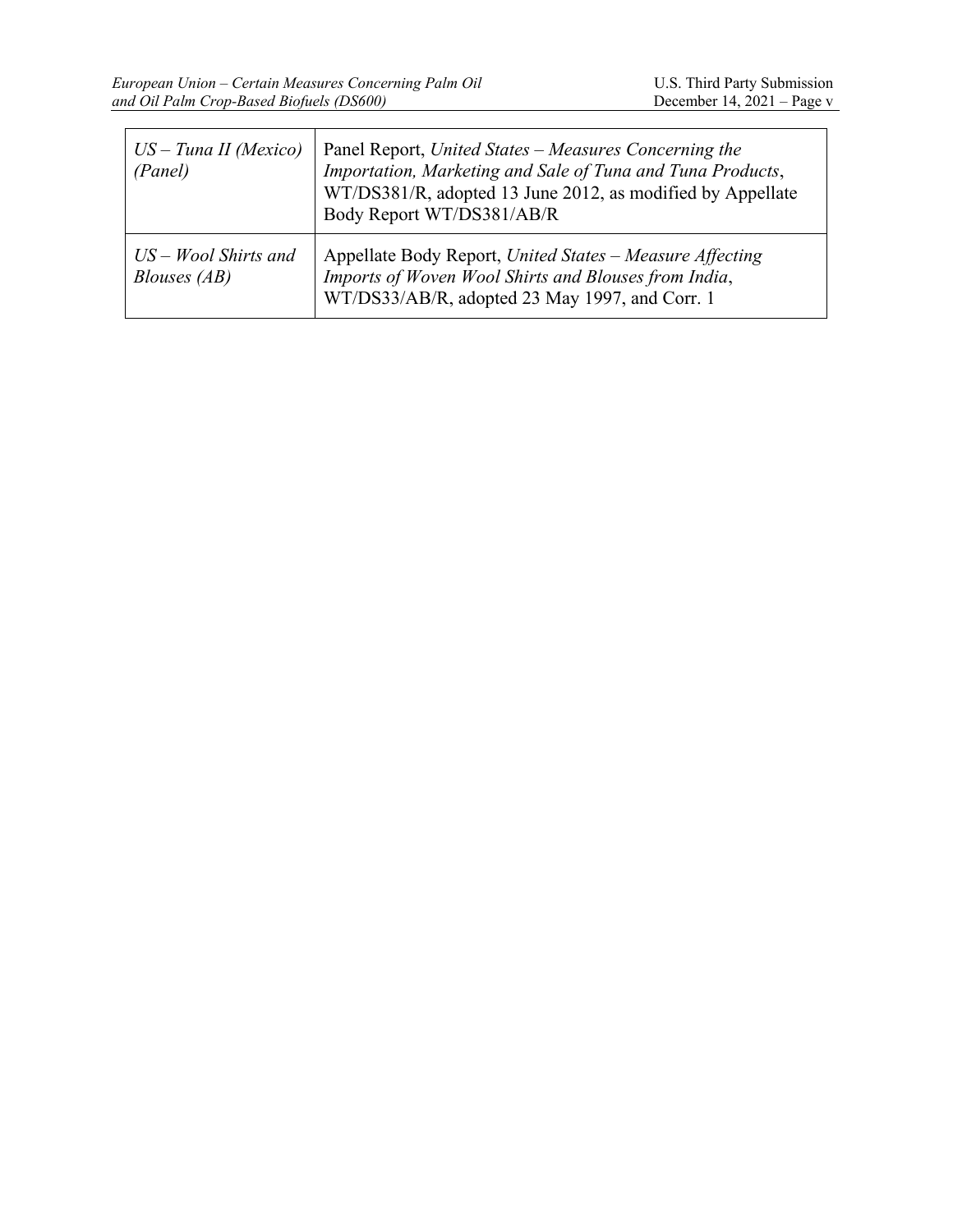| | |
|---|---|
| *US – Tuna II (Mexico) (Panel)* | Panel Report, *United States – Measures Concerning the Importation, Marketing and Sale of Tuna and Tuna Products*, WT/DS381/R, adopted 13 June 2012, as modified by Appellate Body Report WT/DS381/AB/R |
| *US – Wool Shirts and Blouses (AB)* | Appellate Body Report, *United States – Measure Affecting Imports of Woven Wool Shirts and Blouses from India*, WT/DS33/AB/R, adopted 23 May 1997, and Corr. 1 |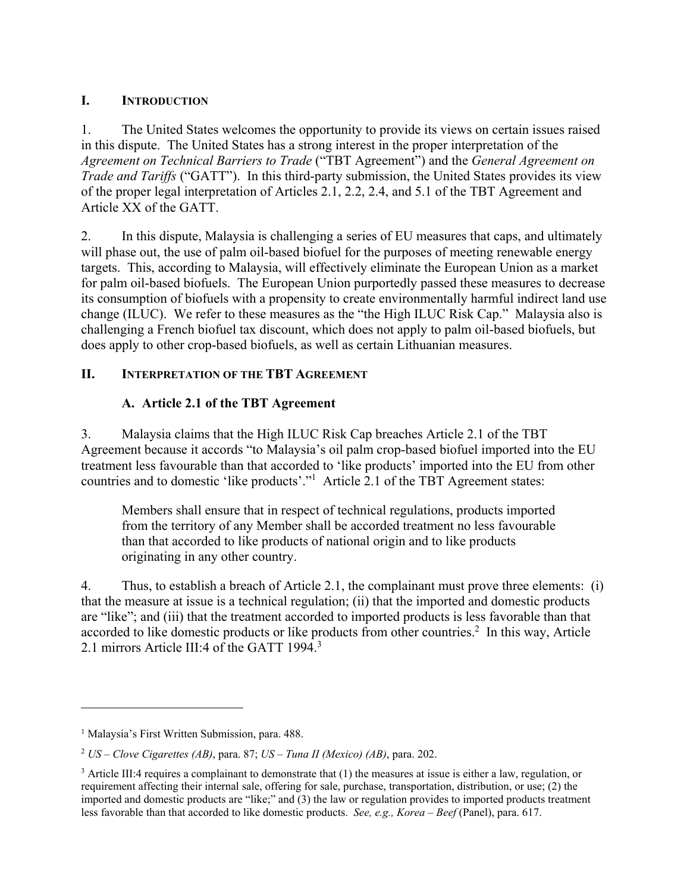## I. INTRODUCTION

1. The United States welcomes the opportunity to provide its views on certain issues raised in this dispute. The United States has a strong interest in the proper interpretation of the *Agreement on Technical Barriers to Trade* ("TBT Agreement") and the *General Agreement on Trade and Tariffs* ("GATT"). In this third-party submission, the United States provides its view of the proper legal interpretation of Articles 2.1, 2.2, 2.4, and 5.1 of the TBT Agreement and Article XX of the GATT.

2. In this dispute, Malaysia is challenging a series of EU measures that caps, and ultimately will phase out, the use of palm oil-based biofuel for the purposes of meeting renewable energy targets. This, according to Malaysia, will effectively eliminate the European Union as a market for palm oil-based biofuels. The European Union purportedly passed these measures to decrease its consumption of biofuels with a propensity to create environmentally harmful indirect land use change (ILUC). We refer to these measures as the "the High ILUC Risk Cap." Malaysia also is challenging a French biofuel tax discount, which does not apply to palm oil-based biofuels, but does apply to other crop-based biofuels, as well as certain Lithuanian measures.

## II. INTERPRETATION OF THE TBT AGREEMENT

### A. Article 2.1 of the TBT Agreement

3. Malaysia claims that the High ILUC Risk Cap breaches Article 2.1 of the TBT Agreement because it accords "to Malaysia's oil palm crop-based biofuel imported into the EU treatment less favourable than that accorded to 'like products' imported into the EU from other countries and to domestic 'like products'."[1] Article 2.1 of the TBT Agreement states:

> Members shall ensure that in respect of technical regulations, products imported from the territory of any Member shall be accorded treatment no less favourable than that accorded to like products of national origin and to like products originating in any other country.

4. Thus, to establish a breach of Article 2.1, the complainant must prove three elements: (i) that the measure at issue is a technical regulation; (ii) that the imported and domestic products are "like"; and (iii) that the treatment accorded to imported products is less favorable than that accorded to like domestic products or like products from other countries.[2] In this way, Article 2.1 mirrors Article III:4 of the GATT 1994.[3]

---

[1] Malaysia's First Written Submission, para. 488.

[2] *US – Clove Cigarettes (AB)*, para. 87; *US – Tuna II (Mexico) (AB)*, para. 202.

[3] Article III:4 requires a complainant to demonstrate that (1) the measures at issue is either a law, regulation, or requirement affecting their internal sale, offering for sale, purchase, transportation, distribution, or use; (2) the imported and domestic products are "like;" and (3) the law or regulation provides to imported products treatment less favorable than that accorded to like domestic products. *See, e.g., Korea – Beef* (Panel), para. 617.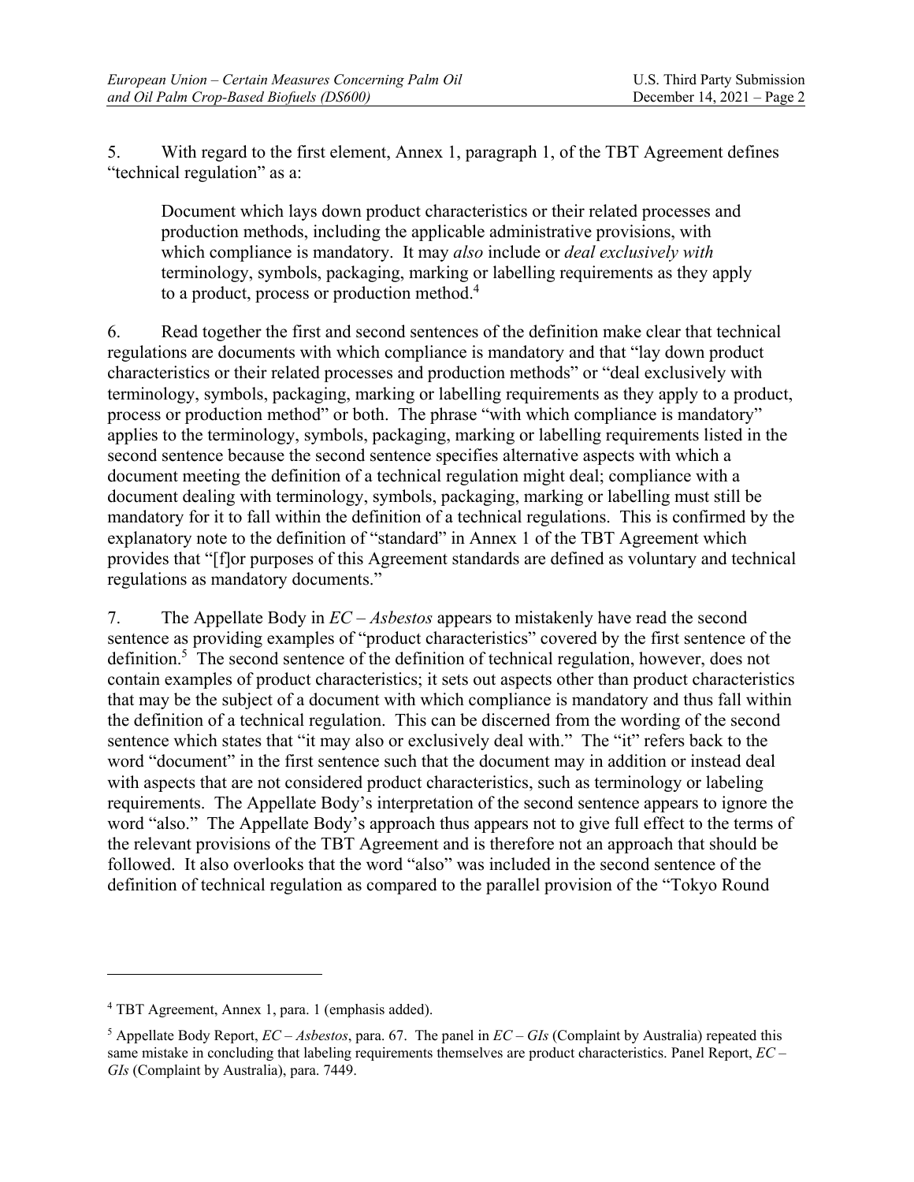5. With regard to the first element, Annex 1, paragraph 1, of the TBT Agreement defines "technical regulation" as a:

> Document which lays down product characteristics or their related processes and production methods, including the applicable administrative provisions, with which compliance is mandatory. It may *also* include or *deal exclusively with* terminology, symbols, packaging, marking or labelling requirements as they apply to a product, process or production method.[4]

6. Read together the first and second sentences of the definition make clear that technical regulations are documents with which compliance is mandatory and that "lay down product characteristics or their related processes and production methods" or "deal exclusively with terminology, symbols, packaging, marking or labelling requirements as they apply to a product, process or production method" or both. The phrase "with which compliance is mandatory" applies to the terminology, symbols, packaging, marking or labelling requirements listed in the second sentence because the second sentence specifies alternative aspects with which a document meeting the definition of a technical regulation might deal; compliance with a document dealing with terminology, symbols, packaging, marking or labelling must still be mandatory for it to fall within the definition of a technical regulations. This is confirmed by the explanatory note to the definition of "standard" in Annex 1 of the TBT Agreement which provides that "[f]or purposes of this Agreement standards are defined as voluntary and technical regulations as mandatory documents."

7. The Appellate Body in *EC – Asbestos* appears to mistakenly have read the second sentence as providing examples of "product characteristics" covered by the first sentence of the definition.[5] The second sentence of the definition of technical regulation, however, does not contain examples of product characteristics; it sets out aspects other than product characteristics that may be the subject of a document with which compliance is mandatory and thus fall within the definition of a technical regulation. This can be discerned from the wording of the second sentence which states that "it may also or exclusively deal with." The "it" refers back to the word "document" in the first sentence such that the document may in addition or instead deal with aspects that are not considered product characteristics, such as terminology or labeling requirements. The Appellate Body's interpretation of the second sentence appears to ignore the word "also." The Appellate Body's approach thus appears not to give full effect to the terms of the relevant provisions of the TBT Agreement and is therefore not an approach that should be followed. It also overlooks that the word "also" was included in the second sentence of the definition of technical regulation as compared to the parallel provision of the "Tokyo Round

---

[4] TBT Agreement, Annex 1, para. 1 (emphasis added).

[5] Appellate Body Report, *EC – Asbestos*, para. 67. The panel in *EC – GIs* (Complaint by Australia) repeated this same mistake in concluding that labeling requirements themselves are product characteristics. Panel Report, *EC – GIs* (Complaint by Australia), para. 7449.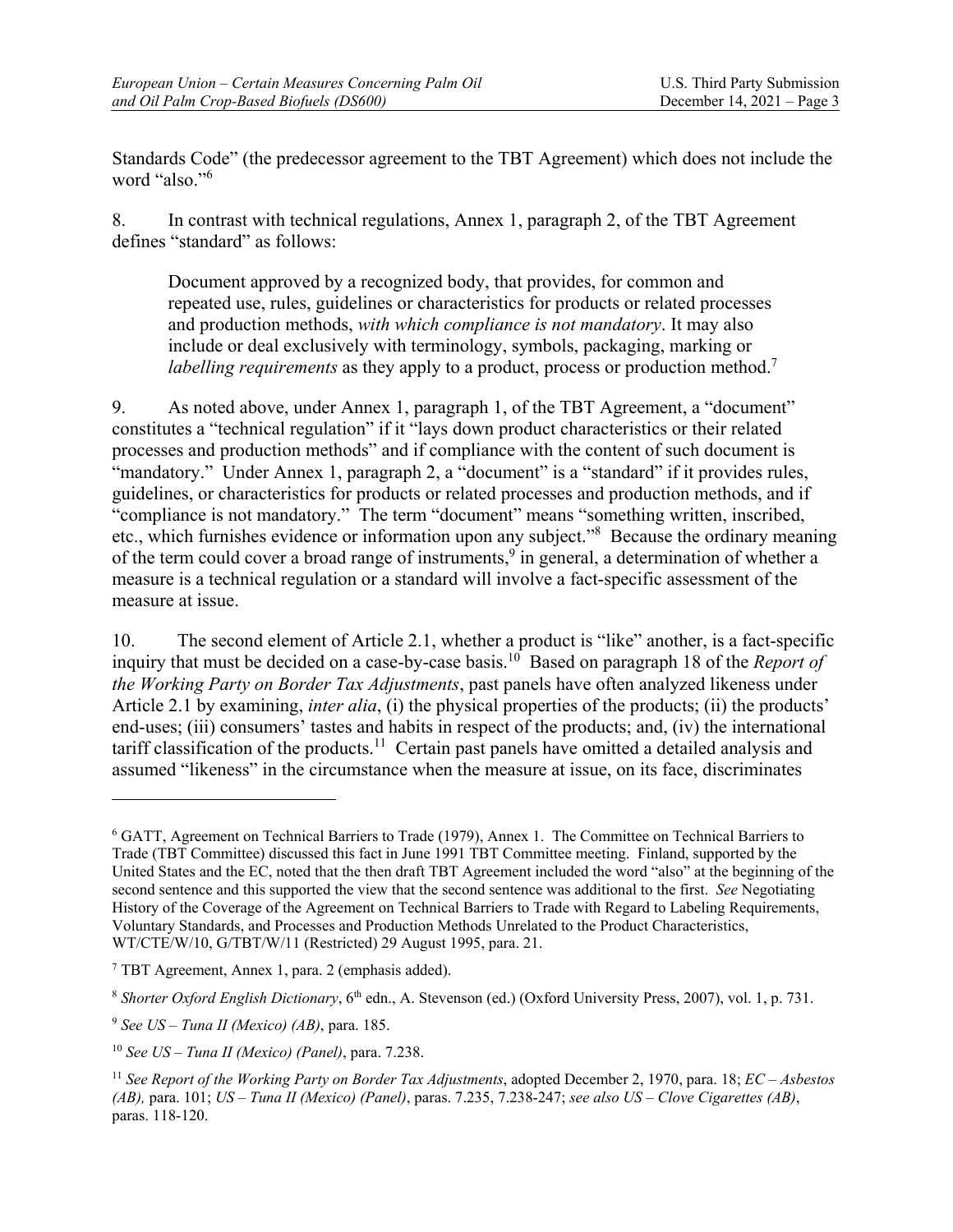Standards Code" (the predecessor agreement to the TBT Agreement) which does not include the word "also."[6]

8. In contrast with technical regulations, Annex 1, paragraph 2, of the TBT Agreement defines "standard" as follows:

> Document approved by a recognized body, that provides, for common and repeated use, rules, guidelines or characteristics for products or related processes and production methods, *with which compliance is not mandatory*. It may also include or deal exclusively with terminology, symbols, packaging, marking or *labelling requirements* as they apply to a product, process or production method.[7]

9. As noted above, under Annex 1, paragraph 1, of the TBT Agreement, a "document" constitutes a "technical regulation" if it "lays down product characteristics or their related processes and production methods" and if compliance with the content of such document is "mandatory." Under Annex 1, paragraph 2, a "document" is a "standard" if it provides rules, guidelines, or characteristics for products or related processes and production methods, and if "compliance is not mandatory." The term "document" means "something written, inscribed, etc., which furnishes evidence or information upon any subject."[8] Because the ordinary meaning of the term could cover a broad range of instruments,[9] in general, a determination of whether a measure is a technical regulation or a standard will involve a fact-specific assessment of the measure at issue.

10. The second element of Article 2.1, whether a product is "like" another, is a fact-specific inquiry that must be decided on a case-by-case basis.[10] Based on paragraph 18 of the *Report of the Working Party on Border Tax Adjustments*, past panels have often analyzed likeness under Article 2.1 by examining, *inter alia*, (i) the physical properties of the products; (ii) the products' end-uses; (iii) consumers' tastes and habits in respect of the products; and, (iv) the international tariff classification of the products.[11] Certain past panels have omitted a detailed analysis and assumed "likeness" in the circumstance when the measure at issue, on its face, discriminates

---

[6] GATT, Agreement on Technical Barriers to Trade (1979), Annex 1. The Committee on Technical Barriers to Trade (TBT Committee) discussed this fact in June 1991 TBT Committee meeting. Finland, supported by the United States and the EC, noted that the then draft TBT Agreement included the word "also" at the beginning of the second sentence and this supported the view that the second sentence was additional to the first. *See* Negotiating History of the Coverage of the Agreement on Technical Barriers to Trade with Regard to Labeling Requirements, Voluntary Standards, and Processes and Production Methods Unrelated to the Product Characteristics, WT/CTE/W/10, G/TBT/W/11 (Restricted) 29 August 1995, para. 21.

[7] TBT Agreement, Annex 1, para. 2 (emphasis added).

[8] *Shorter Oxford English Dictionary*, 6th edn., A. Stevenson (ed.) (Oxford University Press, 2007), vol. 1, p. 731.

[9] *See US – Tuna II (Mexico) (AB)*, para. 185.

[10] *See US – Tuna II (Mexico) (Panel)*, para. 7.238.

[11] *See Report of the Working Party on Border Tax Adjustments*, adopted December 2, 1970, para. 18; *EC – Asbestos (AB),* para. 101; *US – Tuna II (Mexico) (Panel)*, paras. 7.235, 7.238-247; *see also US – Clove Cigarettes (AB)*, paras. 118-120.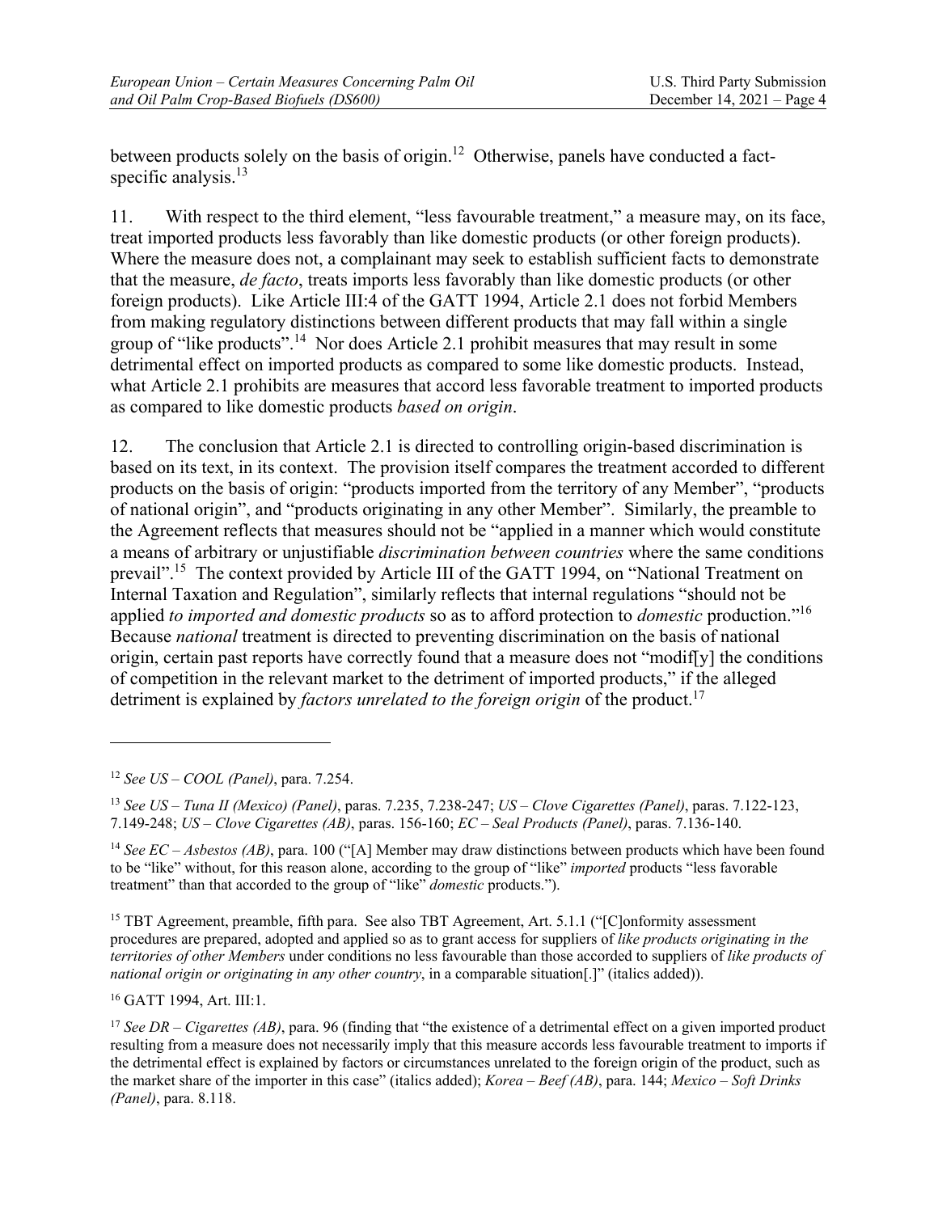between products solely on the basis of origin.[12] Otherwise, panels have conducted a fact-specific analysis.[13]

11. With respect to the third element, "less favourable treatment," a measure may, on its face, treat imported products less favorably than like domestic products (or other foreign products). Where the measure does not, a complainant may seek to establish sufficient facts to demonstrate that the measure, *de facto*, treats imports less favorably than like domestic products (or other foreign products). Like Article III:4 of the GATT 1994, Article 2.1 does not forbid Members from making regulatory distinctions between different products that may fall within a single group of "like products".[14] Nor does Article 2.1 prohibit measures that may result in some detrimental effect on imported products as compared to some like domestic products. Instead, what Article 2.1 prohibits are measures that accord less favorable treatment to imported products as compared to like domestic products *based on origin*.

12. The conclusion that Article 2.1 is directed to controlling origin-based discrimination is based on its text, in its context. The provision itself compares the treatment accorded to different products on the basis of origin: "products imported from the territory of any Member", "products of national origin", and "products originating in any other Member". Similarly, the preamble to the Agreement reflects that measures should not be "applied in a manner which would constitute a means of arbitrary or unjustifiable *discrimination between countries* where the same conditions prevail".[15] The context provided by Article III of the GATT 1994, on "National Treatment on Internal Taxation and Regulation", similarly reflects that internal regulations "should not be applied *to imported and domestic products* so as to afford protection to *domestic* production."[16] Because *national* treatment is directed to preventing discrimination on the basis of national origin, certain past reports have correctly found that a measure does not "modif[y] the conditions of competition in the relevant market to the detriment of imported products," if the alleged detriment is explained by *factors unrelated to the foreign origin* of the product.[17]

---

[12] *See US – COOL (Panel)*, para. 7.254.

[13] *See US – Tuna II (Mexico) (Panel)*, paras. 7.235, 7.238-247; *US – Clove Cigarettes (Panel)*, paras. 7.122-123, 7.149-248; *US – Clove Cigarettes (AB)*, paras. 156-160; *EC – Seal Products (Panel)*, paras. 7.136-140.

[14] *See EC – Asbestos (AB)*, para. 100 ("[A] Member may draw distinctions between products which have been found to be "like" without, for this reason alone, according to the group of "like" *imported* products "less favorable treatment" than that accorded to the group of "like" *domestic* products.").

[15] TBT Agreement, preamble, fifth para. See also TBT Agreement, Art. 5.1.1 ("[C]onformity assessment procedures are prepared, adopted and applied so as to grant access for suppliers of *like products originating in the territories of other Members* under conditions no less favourable than those accorded to suppliers of *like products of national origin or originating in any other country*, in a comparable situation[.]" (italics added)).

[16] GATT 1994, Art. III:1.

[17] *See DR – Cigarettes (AB)*, para. 96 (finding that "the existence of a detrimental effect on a given imported product resulting from a measure does not necessarily imply that this measure accords less favourable treatment to imports if the detrimental effect is explained by factors or circumstances unrelated to the foreign origin of the product, such as the market share of the importer in this case" (italics added); *Korea – Beef (AB)*, para. 144; *Mexico – Soft Drinks (Panel)*, para. 8.118.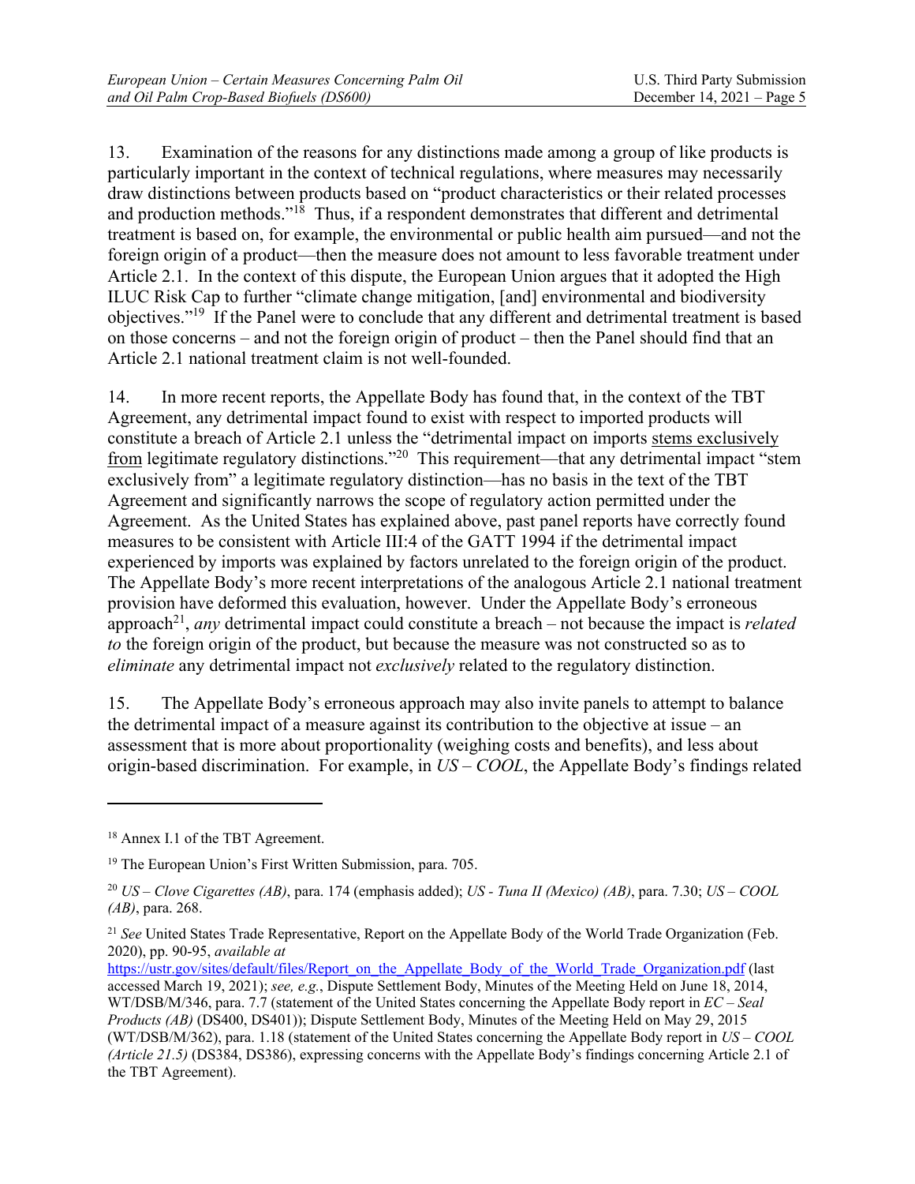13. Examination of the reasons for any distinctions made among a group of like products is particularly important in the context of technical regulations, where measures may necessarily draw distinctions between products based on "product characteristics or their related processes and production methods."[18] Thus, if a respondent demonstrates that different and detrimental treatment is based on, for example, the environmental or public health aim pursued—and not the foreign origin of a product—then the measure does not amount to less favorable treatment under Article 2.1. In the context of this dispute, the European Union argues that it adopted the High ILUC Risk Cap to further "climate change mitigation, [and] environmental and biodiversity objectives."[19] If the Panel were to conclude that any different and detrimental treatment is based on those concerns – and not the foreign origin of product – then the Panel should find that an Article 2.1 national treatment claim is not well-founded.

14. In more recent reports, the Appellate Body has found that, in the context of the TBT Agreement, any detrimental impact found to exist with respect to imported products will constitute a breach of Article 2.1 unless the "detrimental impact on imports <u>stems exclusively from</u> legitimate regulatory distinctions."[20] This requirement—that any detrimental impact "stem exclusively from" a legitimate regulatory distinction—has no basis in the text of the TBT Agreement and significantly narrows the scope of regulatory action permitted under the Agreement. As the United States has explained above, past panel reports have correctly found measures to be consistent with Article III:4 of the GATT 1994 if the detrimental impact experienced by imports was explained by factors unrelated to the foreign origin of the product. The Appellate Body's more recent interpretations of the analogous Article 2.1 national treatment provision have deformed this evaluation, however. Under the Appellate Body's erroneous approach[21], *any* detrimental impact could constitute a breach – not because the impact is *related to* the foreign origin of the product, but because the measure was not constructed so as to *eliminate* any detrimental impact not *exclusively* related to the regulatory distinction.

15. The Appellate Body's erroneous approach may also invite panels to attempt to balance the detrimental impact of a measure against its contribution to the objective at issue – an assessment that is more about proportionality (weighing costs and benefits), and less about origin-based discrimination. For example, in *US – COOL*, the Appellate Body's findings related

---

[18] Annex I.1 of the TBT Agreement.

[19] The European Union's First Written Submission, para. 705.

[20] *US – Clove Cigarettes (AB)*, para. 174 (emphasis added); *US - Tuna II (Mexico) (AB)*, para. 7.30; *US – COOL (AB)*, para. 268.

[21] *See* United States Trade Representative, Report on the Appellate Body of the World Trade Organization (Feb. 2020), pp. 90-95, *available at* https://ustr.gov/sites/default/files/Report_on_the_Appellate_Body_of_the_World_Trade_Organization.pdf (last accessed March 19, 2021); *see, e.g.*, Dispute Settlement Body, Minutes of the Meeting Held on June 18, 2014, WT/DSB/M/346, para. 7.7 (statement of the United States concerning the Appellate Body report in *EC – Seal Products (AB)* (DS400, DS401)); Dispute Settlement Body, Minutes of the Meeting Held on May 29, 2015 (WT/DSB/M/362), para. 1.18 (statement of the United States concerning the Appellate Body report in *US – COOL (Article 21.5)* (DS384, DS386), expressing concerns with the Appellate Body's findings concerning Article 2.1 of the TBT Agreement).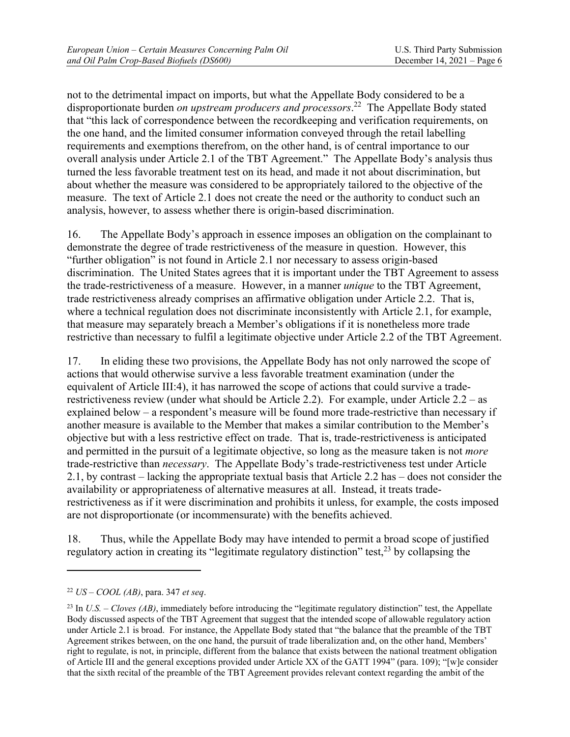not to the detrimental impact on imports, but what the Appellate Body considered to be a disproportionate burden *on upstream producers and processors*.[22] The Appellate Body stated that "this lack of correspondence between the recordkeeping and verification requirements, on the one hand, and the limited consumer information conveyed through the retail labelling requirements and exemptions therefrom, on the other hand, is of central importance to our overall analysis under Article 2.1 of the TBT Agreement." The Appellate Body's analysis thus turned the less favorable treatment test on its head, and made it not about discrimination, but about whether the measure was considered to be appropriately tailored to the objective of the measure. The text of Article 2.1 does not create the need or the authority to conduct such an analysis, however, to assess whether there is origin-based discrimination.

16. The Appellate Body's approach in essence imposes an obligation on the complainant to demonstrate the degree of trade restrictiveness of the measure in question. However, this "further obligation" is not found in Article 2.1 nor necessary to assess origin-based discrimination. The United States agrees that it is important under the TBT Agreement to assess the trade-restrictiveness of a measure. However, in a manner *unique* to the TBT Agreement, trade restrictiveness already comprises an affirmative obligation under Article 2.2. That is, where a technical regulation does not discriminate inconsistently with Article 2.1, for example, that measure may separately breach a Member's obligations if it is nonetheless more trade restrictive than necessary to fulfil a legitimate objective under Article 2.2 of the TBT Agreement.

17. In eliding these two provisions, the Appellate Body has not only narrowed the scope of actions that would otherwise survive a less favorable treatment examination (under the equivalent of Article III:4), it has narrowed the scope of actions that could survive a trade-restrictiveness review (under what should be Article 2.2). For example, under Article 2.2 – as explained below – a respondent's measure will be found more trade-restrictive than necessary if another measure is available to the Member that makes a similar contribution to the Member's objective but with a less restrictive effect on trade. That is, trade-restrictiveness is anticipated and permitted in the pursuit of a legitimate objective, so long as the measure taken is not *more* trade-restrictive than *necessary*. The Appellate Body's trade-restrictiveness test under Article 2.1, by contrast – lacking the appropriate textual basis that Article 2.2 has – does not consider the availability or appropriateness of alternative measures at all. Instead, it treats trade-restrictiveness as if it were discrimination and prohibits it unless, for example, the costs imposed are not disproportionate (or incommensurate) with the benefits achieved.

18. Thus, while the Appellate Body may have intended to permit a broad scope of justified regulatory action in creating its "legitimate regulatory distinction" test,[23] by collapsing the

---

[22] *US – COOL (AB)*, para. 347 *et seq*.

[23] In *U.S. – Cloves (AB)*, immediately before introducing the "legitimate regulatory distinction" test, the Appellate Body discussed aspects of the TBT Agreement that suggest that the intended scope of allowable regulatory action under Article 2.1 is broad. For instance, the Appellate Body stated that "the balance that the preamble of the TBT Agreement strikes between, on the one hand, the pursuit of trade liberalization and, on the other hand, Members' right to regulate, is not, in principle, different from the balance that exists between the national treatment obligation of Article III and the general exceptions provided under Article XX of the GATT 1994" (para. 109); "[w]e consider that the sixth recital of the preamble of the TBT Agreement provides relevant context regarding the ambit of the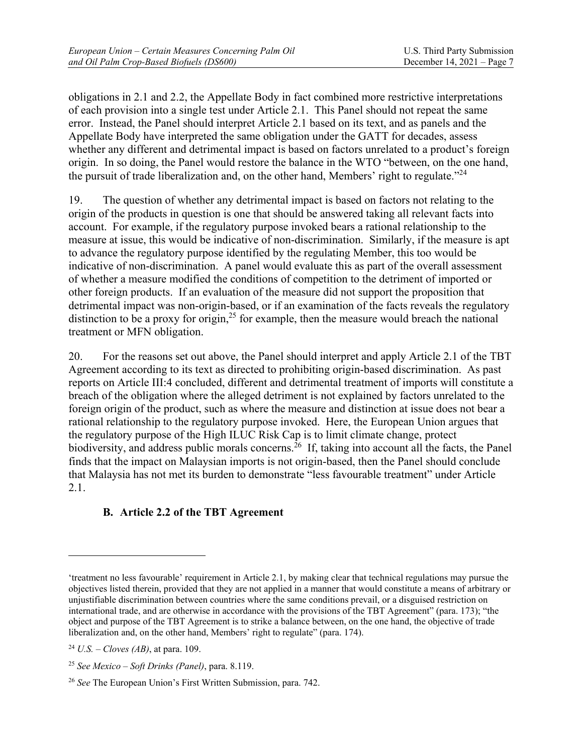obligations in 2.1 and 2.2, the Appellate Body in fact combined more restrictive interpretations of each provision into a single test under Article 2.1. This Panel should not repeat the same error. Instead, the Panel should interpret Article 2.1 based on its text, and as panels and the Appellate Body have interpreted the same obligation under the GATT for decades, assess whether any different and detrimental impact is based on factors unrelated to a product's foreign origin. In so doing, the Panel would restore the balance in the WTO "between, on the one hand, the pursuit of trade liberalization and, on the other hand, Members' right to regulate."[24]

19. The question of whether any detrimental impact is based on factors not relating to the origin of the products in question is one that should be answered taking all relevant facts into account. For example, if the regulatory purpose invoked bears a rational relationship to the measure at issue, this would be indicative of non-discrimination. Similarly, if the measure is apt to advance the regulatory purpose identified by the regulating Member, this too would be indicative of non-discrimination. A panel would evaluate this as part of the overall assessment of whether a measure modified the conditions of competition to the detriment of imported or other foreign products. If an evaluation of the measure did not support the proposition that detrimental impact was non-origin-based, or if an examination of the facts reveals the regulatory distinction to be a proxy for origin,[25] for example, then the measure would breach the national treatment or MFN obligation.

20. For the reasons set out above, the Panel should interpret and apply Article 2.1 of the TBT Agreement according to its text as directed to prohibiting origin-based discrimination. As past reports on Article III:4 concluded, different and detrimental treatment of imports will constitute a breach of the obligation where the alleged detriment is not explained by factors unrelated to the foreign origin of the product, such as where the measure and distinction at issue does not bear a rational relationship to the regulatory purpose invoked. Here, the European Union argues that the regulatory purpose of the High ILUC Risk Cap is to limit climate change, protect biodiversity, and address public morals concerns.[26] If, taking into account all the facts, the Panel finds that the impact on Malaysian imports is not origin-based, then the Panel should conclude that Malaysia has not met its burden to demonstrate "less favourable treatment" under Article 2.1.

## B. Article 2.2 of the TBT Agreement

---

'treatment no less favourable' requirement in Article 2.1, by making clear that technical regulations may pursue the objectives listed therein, provided that they are not applied in a manner that would constitute a means of arbitrary or unjustifiable discrimination between countries where the same conditions prevail, or a disguised restriction on international trade, and are otherwise in accordance with the provisions of the TBT Agreement" (para. 173); "the object and purpose of the TBT Agreement is to strike a balance between, on the one hand, the objective of trade liberalization and, on the other hand, Members' right to regulate" (para. 174).

[24] *U.S. – Cloves (AB)*, at para. 109.

[25] *See Mexico – Soft Drinks (Panel)*, para. 8.119.

[26] *See* The European Union's First Written Submission, para. 742.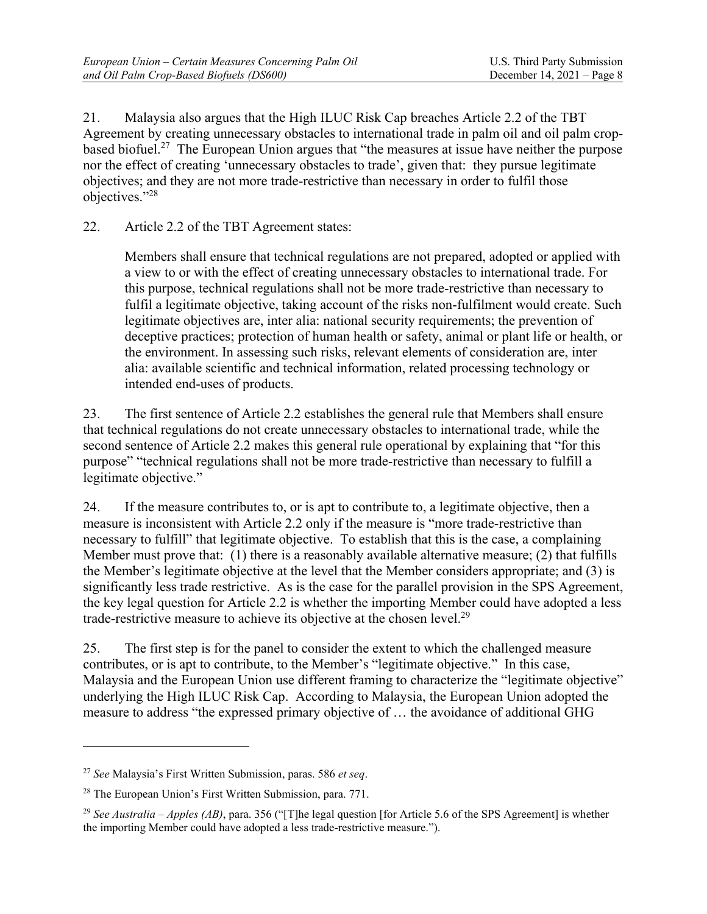21. Malaysia also argues that the High ILUC Risk Cap breaches Article 2.2 of the TBT Agreement by creating unnecessary obstacles to international trade in palm oil and oil palm crop-based biofuel.[27] The European Union argues that "the measures at issue have neither the purpose nor the effect of creating 'unnecessary obstacles to trade', given that: they pursue legitimate objectives; and they are not more trade-restrictive than necessary in order to fulfil those objectives."[28]

22. Article 2.2 of the TBT Agreement states:

> Members shall ensure that technical regulations are not prepared, adopted or applied with a view to or with the effect of creating unnecessary obstacles to international trade. For this purpose, technical regulations shall not be more trade-restrictive than necessary to fulfil a legitimate objective, taking account of the risks non-fulfilment would create. Such legitimate objectives are, inter alia: national security requirements; the prevention of deceptive practices; protection of human health or safety, animal or plant life or health, or the environment. In assessing such risks, relevant elements of consideration are, inter alia: available scientific and technical information, related processing technology or intended end-uses of products.

23. The first sentence of Article 2.2 establishes the general rule that Members shall ensure that technical regulations do not create unnecessary obstacles to international trade, while the second sentence of Article 2.2 makes this general rule operational by explaining that "for this purpose" "technical regulations shall not be more trade-restrictive than necessary to fulfill a legitimate objective."

24. If the measure contributes to, or is apt to contribute to, a legitimate objective, then a measure is inconsistent with Article 2.2 only if the measure is "more trade-restrictive than necessary to fulfill" that legitimate objective. To establish that this is the case, a complaining Member must prove that: (1) there is a reasonably available alternative measure; (2) that fulfills the Member's legitimate objective at the level that the Member considers appropriate; and (3) is significantly less trade restrictive. As is the case for the parallel provision in the SPS Agreement, the key legal question for Article 2.2 is whether the importing Member could have adopted a less trade-restrictive measure to achieve its objective at the chosen level.[29]

25. The first step is for the panel to consider the extent to which the challenged measure contributes, or is apt to contribute, to the Member's "legitimate objective." In this case, Malaysia and the European Union use different framing to characterize the "legitimate objective" underlying the High ILUC Risk Cap. According to Malaysia, the European Union adopted the measure to address "the expressed primary objective of … the avoidance of additional GHG

---

[27] *See* Malaysia's First Written Submission, paras. 586 *et seq*.

[28] The European Union's First Written Submission, para. 771.

[29] *See Australia – Apples (AB)*, para. 356 ("[T]he legal question [for Article 5.6 of the SPS Agreement] is whether the importing Member could have adopted a less trade-restrictive measure.").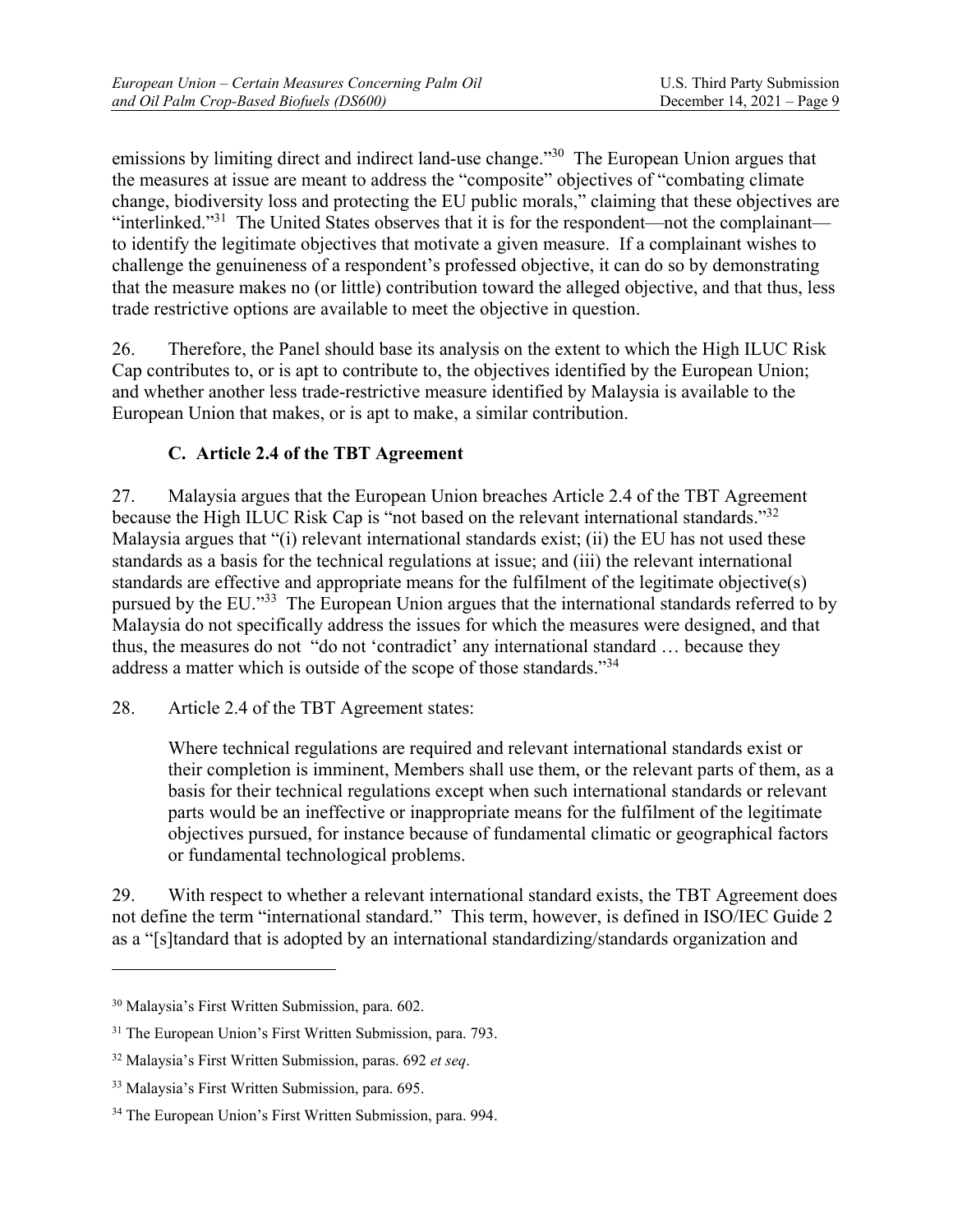emissions by limiting direct and indirect land-use change."[30] The European Union argues that the measures at issue are meant to address the "composite" objectives of "combating climate change, biodiversity loss and protecting the EU public morals," claiming that these objectives are "interlinked."[31] The United States observes that it is for the respondent—not the complainant—to identify the legitimate objectives that motivate a given measure. If a complainant wishes to challenge the genuineness of a respondent's professed objective, it can do so by demonstrating that the measure makes no (or little) contribution toward the alleged objective, and that thus, less trade restrictive options are available to meet the objective in question.

26. Therefore, the Panel should base its analysis on the extent to which the High ILUC Risk Cap contributes to, or is apt to contribute to, the objectives identified by the European Union; and whether another less trade-restrictive measure identified by Malaysia is available to the European Union that makes, or is apt to make, a similar contribution.

### C. Article 2.4 of the TBT Agreement

27. Malaysia argues that the European Union breaches Article 2.4 of the TBT Agreement because the High ILUC Risk Cap is "not based on the relevant international standards."[32] Malaysia argues that "(i) relevant international standards exist; (ii) the EU has not used these standards as a basis for the technical regulations at issue; and (iii) the relevant international standards are effective and appropriate means for the fulfilment of the legitimate objective(s) pursued by the EU."[33] The European Union argues that the international standards referred to by Malaysia do not specifically address the issues for which the measures were designed, and that thus, the measures do not "do not 'contradict' any international standard … because they address a matter which is outside of the scope of those standards."[34]

28. Article 2.4 of the TBT Agreement states:

> Where technical regulations are required and relevant international standards exist or their completion is imminent, Members shall use them, or the relevant parts of them, as a basis for their technical regulations except when such international standards or relevant parts would be an ineffective or inappropriate means for the fulfilment of the legitimate objectives pursued, for instance because of fundamental climatic or geographical factors or fundamental technological problems.

29. With respect to whether a relevant international standard exists, the TBT Agreement does not define the term "international standard." This term, however, is defined in ISO/IEC Guide 2 as a "[s]tandard that is adopted by an international standardizing/standards organization and

---

[30] Malaysia's First Written Submission, para. 602.

[31] The European Union's First Written Submission, para. 793.

[32] Malaysia's First Written Submission, paras. 692 *et seq*.

[33] Malaysia's First Written Submission, para. 695.

[34] The European Union's First Written Submission, para. 994.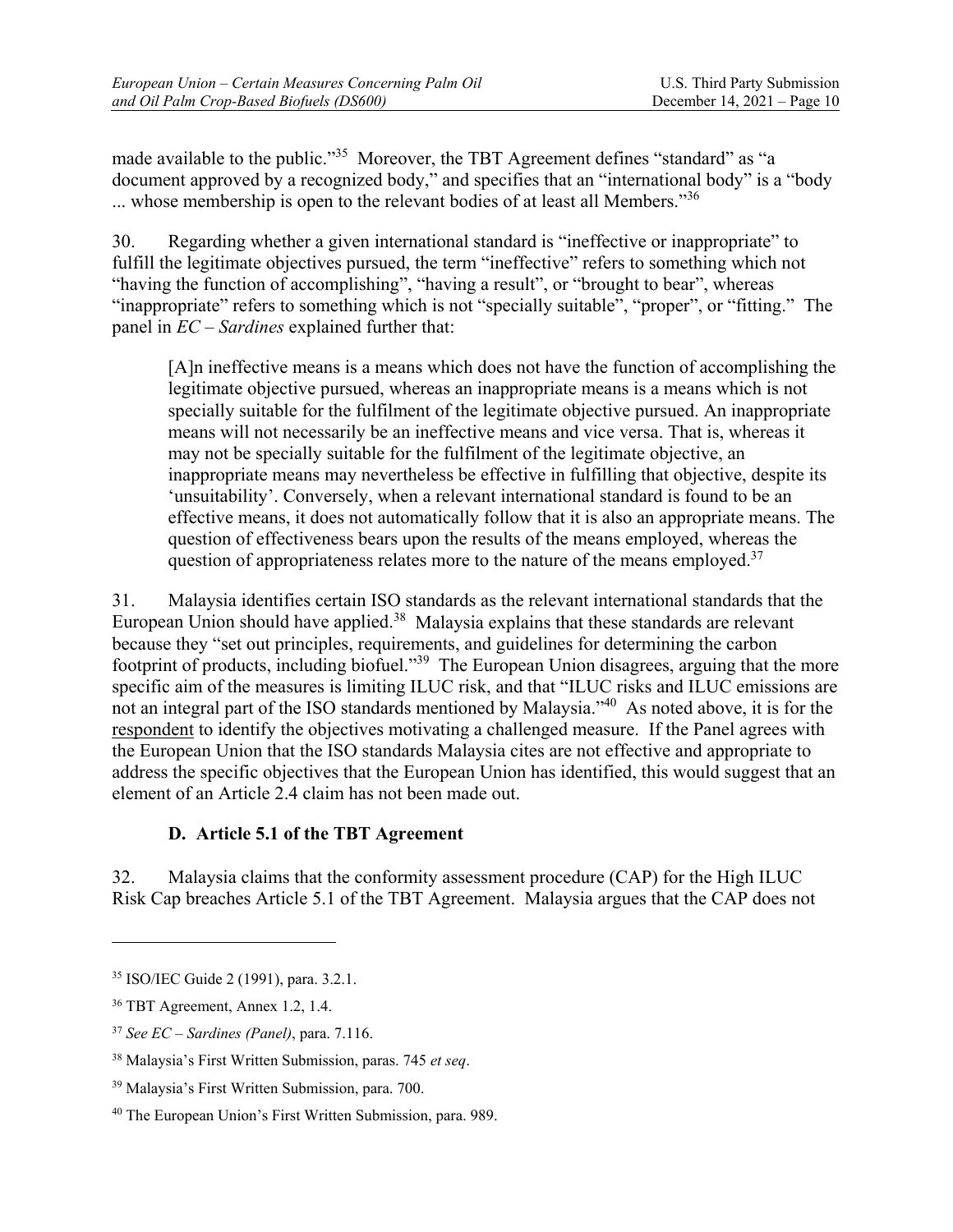made available to the public."[35] Moreover, the TBT Agreement defines "standard" as "a document approved by a recognized body," and specifies that an "international body" is a "body ... whose membership is open to the relevant bodies of at least all Members."[36]

30. Regarding whether a given international standard is "ineffective or inappropriate" to fulfill the legitimate objectives pursued, the term "ineffective" refers to something which not "having the function of accomplishing", "having a result", or "brought to bear", whereas "inappropriate" refers to something which is not "specially suitable", "proper", or "fitting." The panel in *EC – Sardines* explained further that:

> [A]n ineffective means is a means which does not have the function of accomplishing the legitimate objective pursued, whereas an inappropriate means is a means which is not specially suitable for the fulfilment of the legitimate objective pursued. An inappropriate means will not necessarily be an ineffective means and vice versa. That is, whereas it may not be specially suitable for the fulfilment of the legitimate objective, an inappropriate means may nevertheless be effective in fulfilling that objective, despite its 'unsuitability'. Conversely, when a relevant international standard is found to be an effective means, it does not automatically follow that it is also an appropriate means. The question of effectiveness bears upon the results of the means employed, whereas the question of appropriateness relates more to the nature of the means employed.[37]

31. Malaysia identifies certain ISO standards as the relevant international standards that the European Union should have applied.[38] Malaysia explains that these standards are relevant because they "set out principles, requirements, and guidelines for determining the carbon footprint of products, including biofuel."[39] The European Union disagrees, arguing that the more specific aim of the measures is limiting ILUC risk, and that "ILUC risks and ILUC emissions are not an integral part of the ISO standards mentioned by Malaysia."[40] As noted above, it is for the respondent to identify the objectives motivating a challenged measure. If the Panel agrees with the European Union that the ISO standards Malaysia cites are not effective and appropriate to address the specific objectives that the European Union has identified, this would suggest that an element of an Article 2.4 claim has not been made out.

### D. Article 5.1 of the TBT Agreement

32. Malaysia claims that the conformity assessment procedure (CAP) for the High ILUC Risk Cap breaches Article 5.1 of the TBT Agreement. Malaysia argues that the CAP does not

---

[35] ISO/IEC Guide 2 (1991), para. 3.2.1.

[36] TBT Agreement, Annex 1.2, 1.4.

[37] *See EC – Sardines (Panel)*, para. 7.116.

[38] Malaysia's First Written Submission, paras. 745 *et seq*.

[39] Malaysia's First Written Submission, para. 700.

[40] The European Union's First Written Submission, para. 989.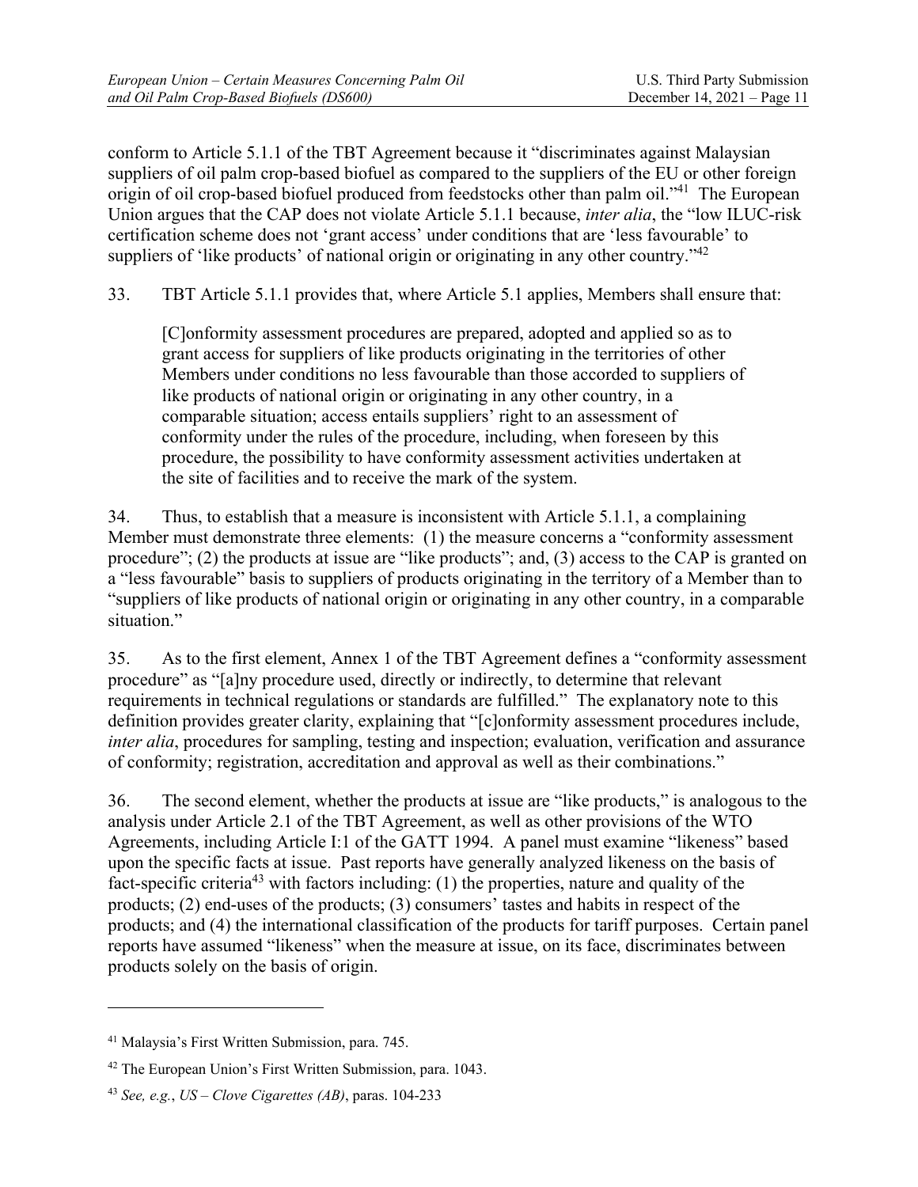conform to Article 5.1.1 of the TBT Agreement because it "discriminates against Malaysian suppliers of oil palm crop-based biofuel as compared to the suppliers of the EU or other foreign origin of oil crop-based biofuel produced from feedstocks other than palm oil."[41] The European Union argues that the CAP does not violate Article 5.1.1 because, *inter alia*, the "low ILUC-risk certification scheme does not 'grant access' under conditions that are 'less favourable' to suppliers of 'like products' of national origin or originating in any other country."[42]

33. TBT Article 5.1.1 provides that, where Article 5.1 applies, Members shall ensure that:

> [C]onformity assessment procedures are prepared, adopted and applied so as to grant access for suppliers of like products originating in the territories of other Members under conditions no less favourable than those accorded to suppliers of like products of national origin or originating in any other country, in a comparable situation; access entails suppliers' right to an assessment of conformity under the rules of the procedure, including, when foreseen by this procedure, the possibility to have conformity assessment activities undertaken at the site of facilities and to receive the mark of the system.

34. Thus, to establish that a measure is inconsistent with Article 5.1.1, a complaining Member must demonstrate three elements: (1) the measure concerns a "conformity assessment procedure"; (2) the products at issue are "like products"; and, (3) access to the CAP is granted on a "less favourable" basis to suppliers of products originating in the territory of a Member than to "suppliers of like products of national origin or originating in any other country, in a comparable situation."

35. As to the first element, Annex 1 of the TBT Agreement defines a "conformity assessment procedure" as "[a]ny procedure used, directly or indirectly, to determine that relevant requirements in technical regulations or standards are fulfilled." The explanatory note to this definition provides greater clarity, explaining that "[c]onformity assessment procedures include, *inter alia*, procedures for sampling, testing and inspection; evaluation, verification and assurance of conformity; registration, accreditation and approval as well as their combinations."

36. The second element, whether the products at issue are "like products," is analogous to the analysis under Article 2.1 of the TBT Agreement, as well as other provisions of the WTO Agreements, including Article I:1 of the GATT 1994. A panel must examine "likeness" based upon the specific facts at issue. Past reports have generally analyzed likeness on the basis of fact-specific criteria[43] with factors including: (1) the properties, nature and quality of the products; (2) end-uses of the products; (3) consumers' tastes and habits in respect of the products; and (4) the international classification of the products for tariff purposes. Certain panel reports have assumed "likeness" when the measure at issue, on its face, discriminates between products solely on the basis of origin.

---

[41] Malaysia's First Written Submission, para. 745.

[42] The European Union's First Written Submission, para. 1043.

[43] *See, e.g.*, *US – Clove Cigarettes (AB)*, paras. 104-233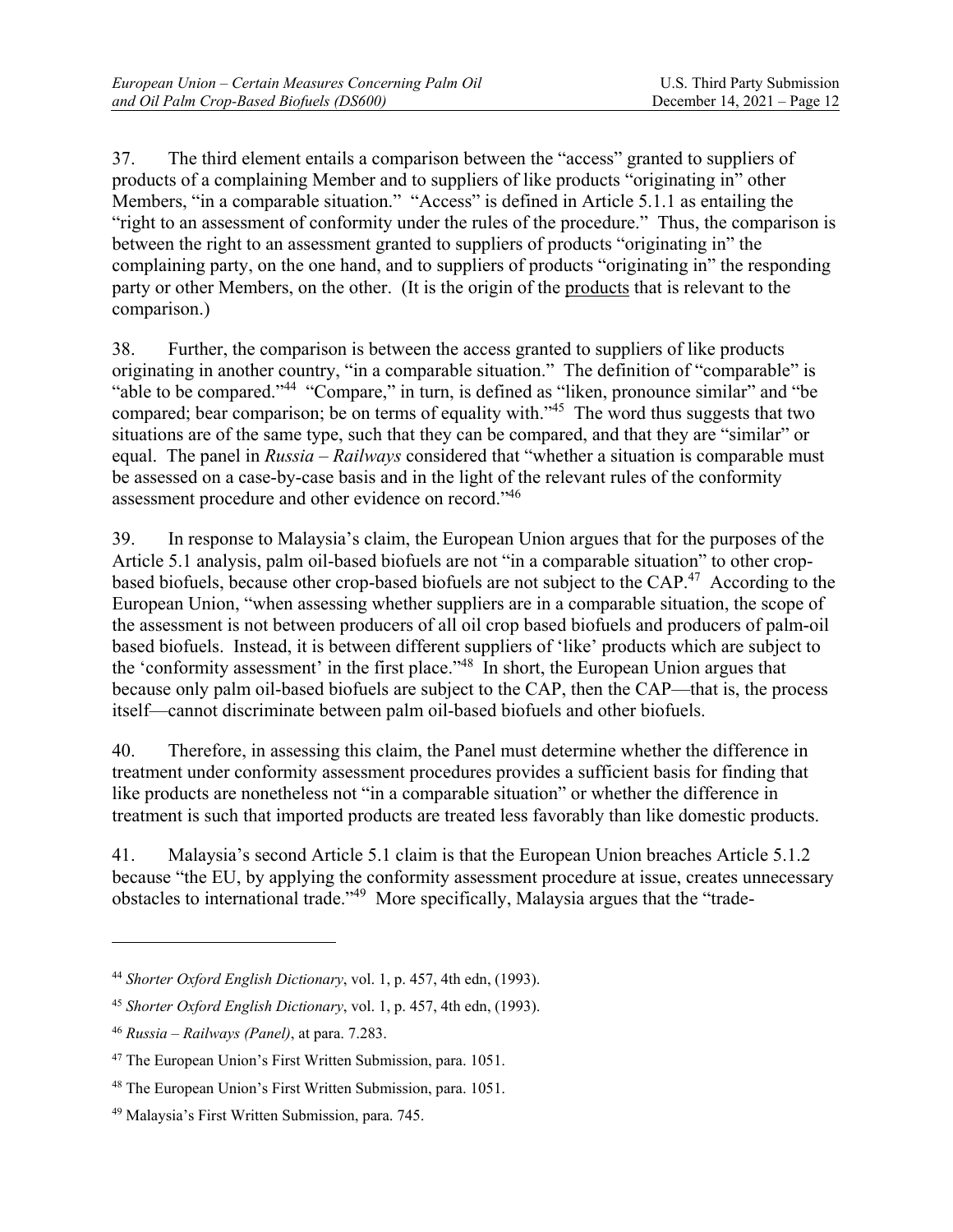37. The third element entails a comparison between the "access" granted to suppliers of products of a complaining Member and to suppliers of like products "originating in" other Members, "in a comparable situation." "Access" is defined in Article 5.1.1 as entailing the "right to an assessment of conformity under the rules of the procedure." Thus, the comparison is between the right to an assessment granted to suppliers of products "originating in" the complaining party, on the one hand, and to suppliers of products "originating in" the responding party or other Members, on the other. (It is the origin of the products that is relevant to the comparison.)

38. Further, the comparison is between the access granted to suppliers of like products originating in another country, "in a comparable situation." The definition of "comparable" is "able to be compared."[44] "Compare," in turn, is defined as "liken, pronounce similar" and "be compared; bear comparison; be on terms of equality with."[45] The word thus suggests that two situations are of the same type, such that they can be compared, and that they are "similar" or equal. The panel in *Russia – Railways* considered that "whether a situation is comparable must be assessed on a case-by-case basis and in the light of the relevant rules of the conformity assessment procedure and other evidence on record."[46]

39. In response to Malaysia's claim, the European Union argues that for the purposes of the Article 5.1 analysis, palm oil-based biofuels are not "in a comparable situation" to other crop-based biofuels, because other crop-based biofuels are not subject to the CAP.[47] According to the European Union, "when assessing whether suppliers are in a comparable situation, the scope of the assessment is not between producers of all oil crop based biofuels and producers of palm-oil based biofuels. Instead, it is between different suppliers of 'like' products which are subject to the 'conformity assessment' in the first place."[48] In short, the European Union argues that because only palm oil-based biofuels are subject to the CAP, then the CAP—that is, the process itself—cannot discriminate between palm oil-based biofuels and other biofuels.

40. Therefore, in assessing this claim, the Panel must determine whether the difference in treatment under conformity assessment procedures provides a sufficient basis for finding that like products are nonetheless not "in a comparable situation" or whether the difference in treatment is such that imported products are treated less favorably than like domestic products.

41. Malaysia's second Article 5.1 claim is that the European Union breaches Article 5.1.2 because "the EU, by applying the conformity assessment procedure at issue, creates unnecessary obstacles to international trade."[49] More specifically, Malaysia argues that the "trade-

---

[44] *Shorter Oxford English Dictionary*, vol. 1, p. 457, 4th edn, (1993).

[45] *Shorter Oxford English Dictionary*, vol. 1, p. 457, 4th edn, (1993).

[46] *Russia – Railways (Panel)*, at para. 7.283.

[47] The European Union's First Written Submission, para. 1051.

[48] The European Union's First Written Submission, para. 1051.

[49] Malaysia's First Written Submission, para. 745.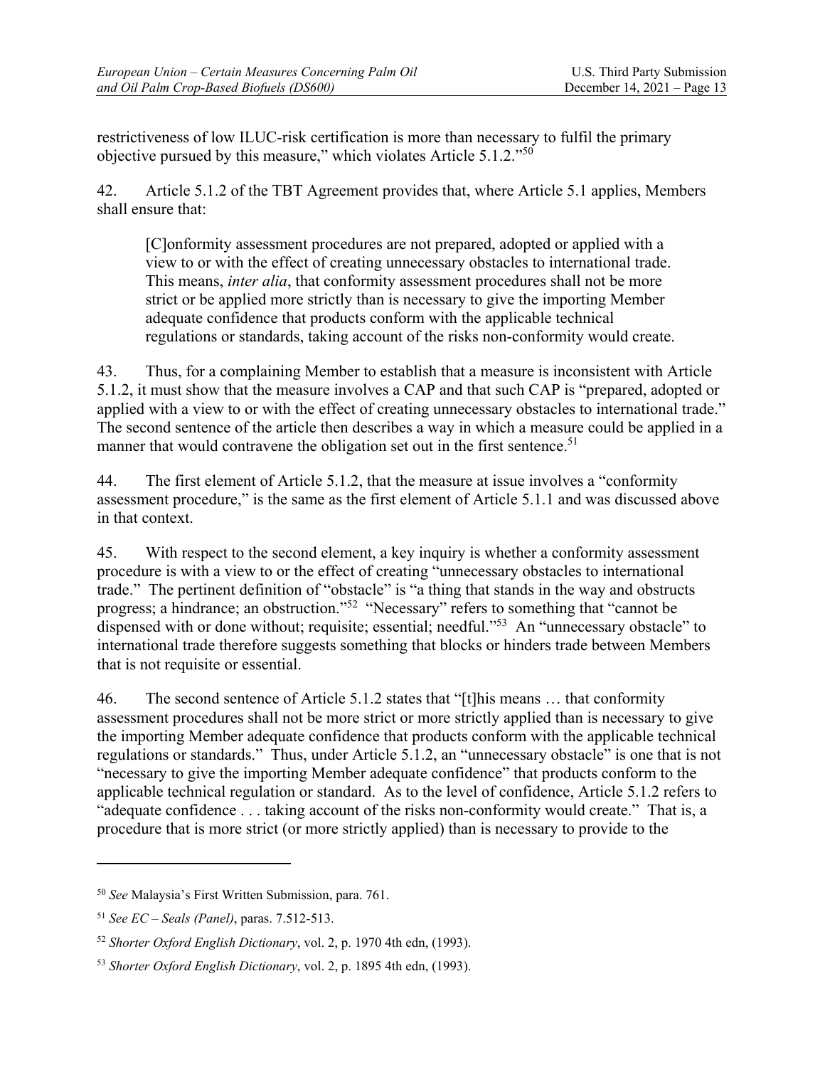restrictiveness of low ILUC-risk certification is more than necessary to fulfil the primary objective pursued by this measure," which violates Article 5.1.2."[50]

42. Article 5.1.2 of the TBT Agreement provides that, where Article 5.1 applies, Members shall ensure that:

> [C]onformity assessment procedures are not prepared, adopted or applied with a view to or with the effect of creating unnecessary obstacles to international trade. This means, *inter alia*, that conformity assessment procedures shall not be more strict or be applied more strictly than is necessary to give the importing Member adequate confidence that products conform with the applicable technical regulations or standards, taking account of the risks non-conformity would create.

43. Thus, for a complaining Member to establish that a measure is inconsistent with Article 5.1.2, it must show that the measure involves a CAP and that such CAP is "prepared, adopted or applied with a view to or with the effect of creating unnecessary obstacles to international trade." The second sentence of the article then describes a way in which a measure could be applied in a manner that would contravene the obligation set out in the first sentence.[51]

44. The first element of Article 5.1.2, that the measure at issue involves a "conformity assessment procedure," is the same as the first element of Article 5.1.1 and was discussed above in that context.

45. With respect to the second element, a key inquiry is whether a conformity assessment procedure is with a view to or the effect of creating "unnecessary obstacles to international trade." The pertinent definition of "obstacle" is "a thing that stands in the way and obstructs progress; a hindrance; an obstruction."[52] "Necessary" refers to something that "cannot be dispensed with or done without; requisite; essential; needful."[53] An "unnecessary obstacle" to international trade therefore suggests something that blocks or hinders trade between Members that is not requisite or essential.

46. The second sentence of Article 5.1.2 states that "[t]his means … that conformity assessment procedures shall not be more strict or more strictly applied than is necessary to give the importing Member adequate confidence that products conform with the applicable technical regulations or standards." Thus, under Article 5.1.2, an "unnecessary obstacle" is one that is not "necessary to give the importing Member adequate confidence" that products conform to the applicable technical regulation or standard. As to the level of confidence, Article 5.1.2 refers to "adequate confidence . . . taking account of the risks non-conformity would create." That is, a procedure that is more strict (or more strictly applied) than is necessary to provide to the

---

[50] *See* Malaysia's First Written Submission, para. 761.

[51] *See EC – Seals (Panel)*, paras. 7.512-513.

[52] *Shorter Oxford English Dictionary*, vol. 2, p. 1970 4th edn, (1993).

[53] *Shorter Oxford English Dictionary*, vol. 2, p. 1895 4th edn, (1993).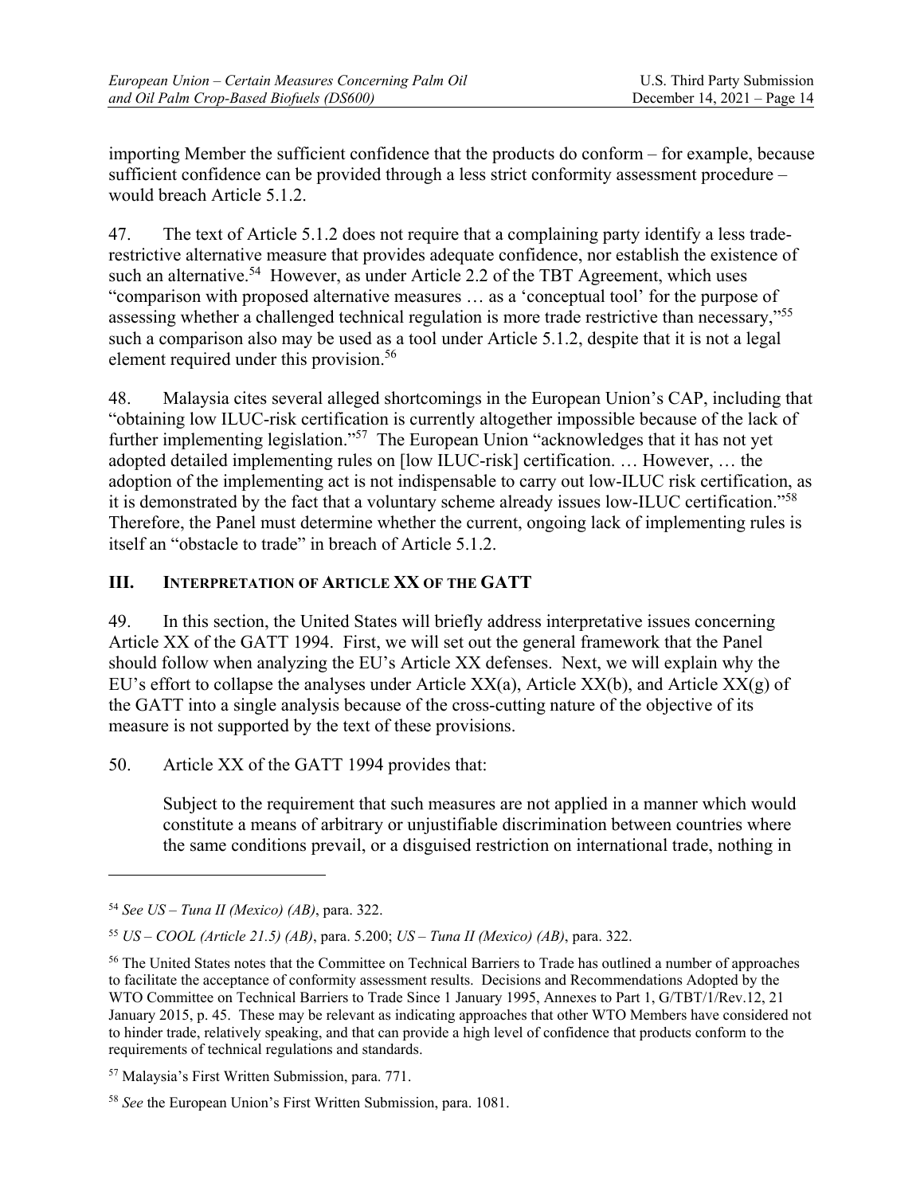importing Member the sufficient confidence that the products do conform – for example, because sufficient confidence can be provided through a less strict conformity assessment procedure – would breach Article 5.1.2.

47. The text of Article 5.1.2 does not require that a complaining party identify a less trade-restrictive alternative measure that provides adequate confidence, nor establish the existence of such an alternative.[54] However, as under Article 2.2 of the TBT Agreement, which uses "comparison with proposed alternative measures … as a 'conceptual tool' for the purpose of assessing whether a challenged technical regulation is more trade restrictive than necessary,"[55] such a comparison also may be used as a tool under Article 5.1.2, despite that it is not a legal element required under this provision.[56]

48. Malaysia cites several alleged shortcomings in the European Union's CAP, including that "obtaining low ILUC-risk certification is currently altogether impossible because of the lack of further implementing legislation."[57] The European Union "acknowledges that it has not yet adopted detailed implementing rules on [low ILUC-risk] certification. … However, … the adoption of the implementing act is not indispensable to carry out low-ILUC risk certification, as it is demonstrated by the fact that a voluntary scheme already issues low-ILUC certification."[58] Therefore, the Panel must determine whether the current, ongoing lack of implementing rules is itself an "obstacle to trade" in breach of Article 5.1.2.

## III. Interpretation of Article XX of the GATT

49. In this section, the United States will briefly address interpretative issues concerning Article XX of the GATT 1994. First, we will set out the general framework that the Panel should follow when analyzing the EU's Article XX defenses. Next, we will explain why the EU's effort to collapse the analyses under Article XX(a), Article XX(b), and Article XX(g) of the GATT into a single analysis because of the cross-cutting nature of the objective of its measure is not supported by the text of these provisions.

50. Article XX of the GATT 1994 provides that:

> Subject to the requirement that such measures are not applied in a manner which would constitute a means of arbitrary or unjustifiable discrimination between countries where the same conditions prevail, or a disguised restriction on international trade, nothing in

---

[54] *See US – Tuna II (Mexico) (AB)*, para. 322.

[55] *US – COOL (Article 21.5) (AB)*, para. 5.200; *US – Tuna II (Mexico) (AB)*, para. 322.

[56] The United States notes that the Committee on Technical Barriers to Trade has outlined a number of approaches to facilitate the acceptance of conformity assessment results. Decisions and Recommendations Adopted by the WTO Committee on Technical Barriers to Trade Since 1 January 1995, Annexes to Part 1, G/TBT/1/Rev.12, 21 January 2015, p. 45. These may be relevant as indicating approaches that other WTO Members have considered not to hinder trade, relatively speaking, and that can provide a high level of confidence that products conform to the requirements of technical regulations and standards.

[57] Malaysia's First Written Submission, para. 771.

[58] *See* the European Union's First Written Submission, para. 1081.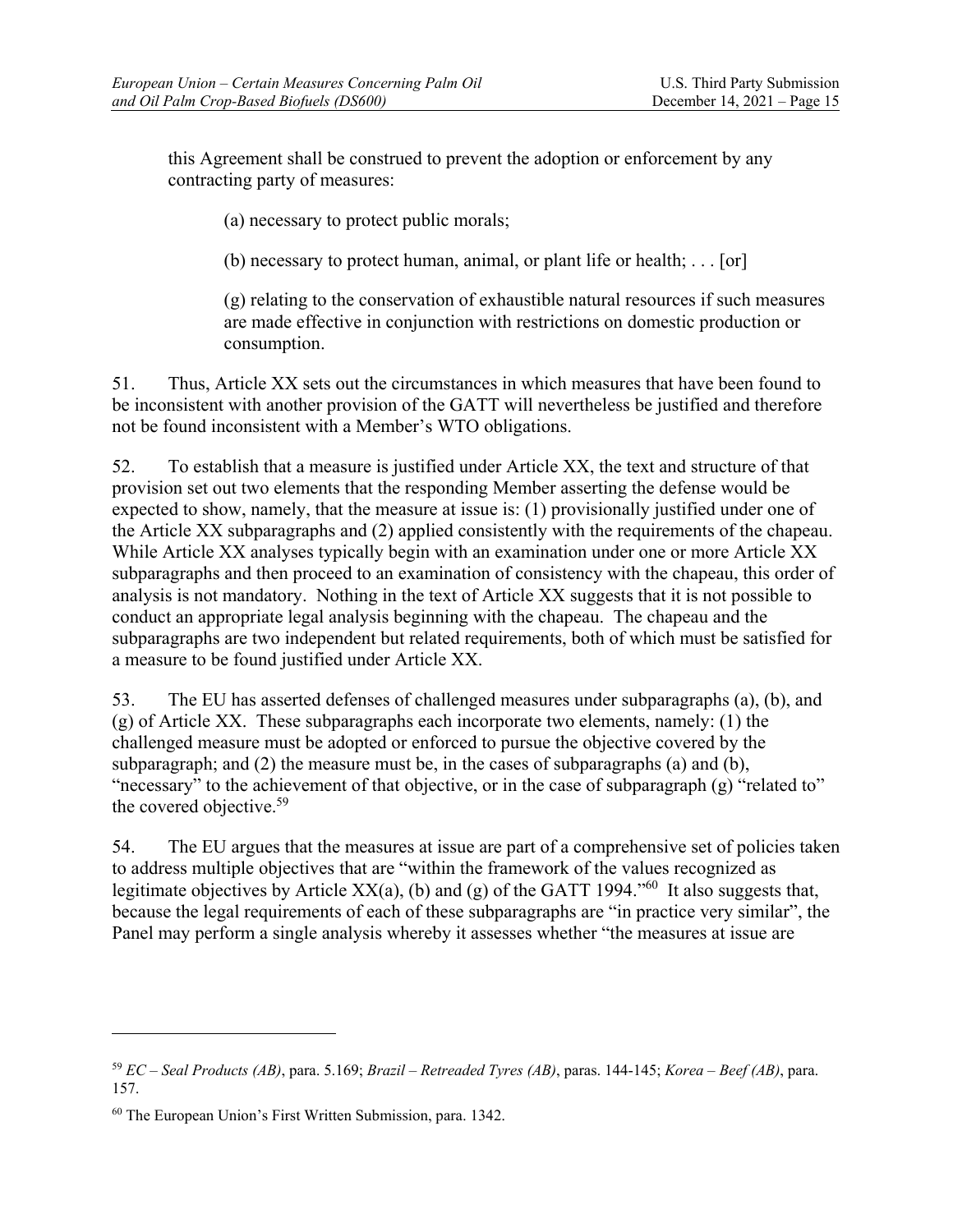this Agreement shall be construed to prevent the adoption or enforcement by any contracting party of measures:

> (a) necessary to protect public morals;
>
> (b) necessary to protect human, animal, or plant life or health; . . . [or]
>
> (g) relating to the conservation of exhaustible natural resources if such measures are made effective in conjunction with restrictions on domestic production or consumption.

51. Thus, Article XX sets out the circumstances in which measures that have been found to be inconsistent with another provision of the GATT will nevertheless be justified and therefore not be found inconsistent with a Member's WTO obligations.

52. To establish that a measure is justified under Article XX, the text and structure of that provision set out two elements that the responding Member asserting the defense would be expected to show, namely, that the measure at issue is: (1) provisionally justified under one of the Article XX subparagraphs and (2) applied consistently with the requirements of the chapeau. While Article XX analyses typically begin with an examination under one or more Article XX subparagraphs and then proceed to an examination of consistency with the chapeau, this order of analysis is not mandatory. Nothing in the text of Article XX suggests that it is not possible to conduct an appropriate legal analysis beginning with the chapeau. The chapeau and the subparagraphs are two independent but related requirements, both of which must be satisfied for a measure to be found justified under Article XX.

53. The EU has asserted defenses of challenged measures under subparagraphs (a), (b), and (g) of Article XX. These subparagraphs each incorporate two elements, namely: (1) the challenged measure must be adopted or enforced to pursue the objective covered by the subparagraph; and (2) the measure must be, in the cases of subparagraphs (a) and (b), "necessary" to the achievement of that objective, or in the case of subparagraph (g) "related to" the covered objective.[59]

54. The EU argues that the measures at issue are part of a comprehensive set of policies taken to address multiple objectives that are "within the framework of the values recognized as legitimate objectives by Article XX(a), (b) and (g) of the GATT 1994."[60] It also suggests that, because the legal requirements of each of these subparagraphs are "in practice very similar", the Panel may perform a single analysis whereby it assesses whether "the measures at issue are

---

[59] *EC – Seal Products (AB)*, para. 5.169; *Brazil – Retreaded Tyres (AB)*, paras. 144-145; *Korea – Beef (AB)*, para. 157.

[60] The European Union's First Written Submission, para. 1342.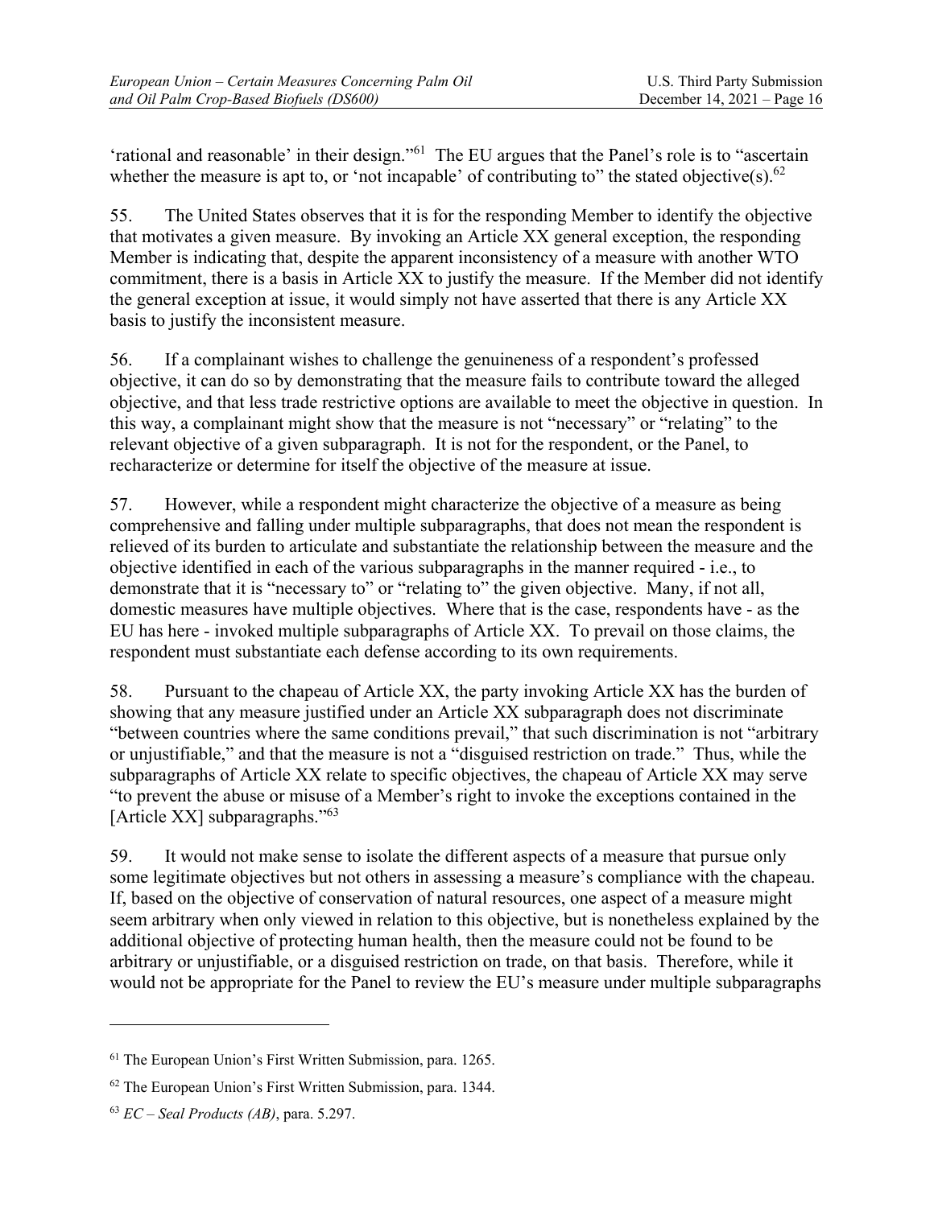'rational and reasonable' in their design."[61] The EU argues that the Panel's role is to "ascertain whether the measure is apt to, or 'not incapable' of contributing to" the stated objective(s).[62]

55. The United States observes that it is for the responding Member to identify the objective that motivates a given measure. By invoking an Article XX general exception, the responding Member is indicating that, despite the apparent inconsistency of a measure with another WTO commitment, there is a basis in Article XX to justify the measure. If the Member did not identify the general exception at issue, it would simply not have asserted that there is any Article XX basis to justify the inconsistent measure.

56. If a complainant wishes to challenge the genuineness of a respondent's professed objective, it can do so by demonstrating that the measure fails to contribute toward the alleged objective, and that less trade restrictive options are available to meet the objective in question. In this way, a complainant might show that the measure is not "necessary" or "relating" to the relevant objective of a given subparagraph. It is not for the respondent, or the Panel, to recharacterize or determine for itself the objective of the measure at issue.

57. However, while a respondent might characterize the objective of a measure as being comprehensive and falling under multiple subparagraphs, that does not mean the respondent is relieved of its burden to articulate and substantiate the relationship between the measure and the objective identified in each of the various subparagraphs in the manner required - i.e., to demonstrate that it is "necessary to" or "relating to" the given objective. Many, if not all, domestic measures have multiple objectives. Where that is the case, respondents have - as the EU has here - invoked multiple subparagraphs of Article XX. To prevail on those claims, the respondent must substantiate each defense according to its own requirements.

58. Pursuant to the chapeau of Article XX, the party invoking Article XX has the burden of showing that any measure justified under an Article XX subparagraph does not discriminate "between countries where the same conditions prevail," that such discrimination is not "arbitrary or unjustifiable," and that the measure is not a "disguised restriction on trade." Thus, while the subparagraphs of Article XX relate to specific objectives, the chapeau of Article XX may serve "to prevent the abuse or misuse of a Member's right to invoke the exceptions contained in the [Article XX] subparagraphs."[63]

59. It would not make sense to isolate the different aspects of a measure that pursue only some legitimate objectives but not others in assessing a measure's compliance with the chapeau. If, based on the objective of conservation of natural resources, one aspect of a measure might seem arbitrary when only viewed in relation to this objective, but is nonetheless explained by the additional objective of protecting human health, then the measure could not be found to be arbitrary or unjustifiable, or a disguised restriction on trade, on that basis. Therefore, while it would not be appropriate for the Panel to review the EU's measure under multiple subparagraphs

---

[61] The European Union's First Written Submission, para. 1265.

[62] The European Union's First Written Submission, para. 1344.

[63] *EC – Seal Products (AB)*, para. 5.297.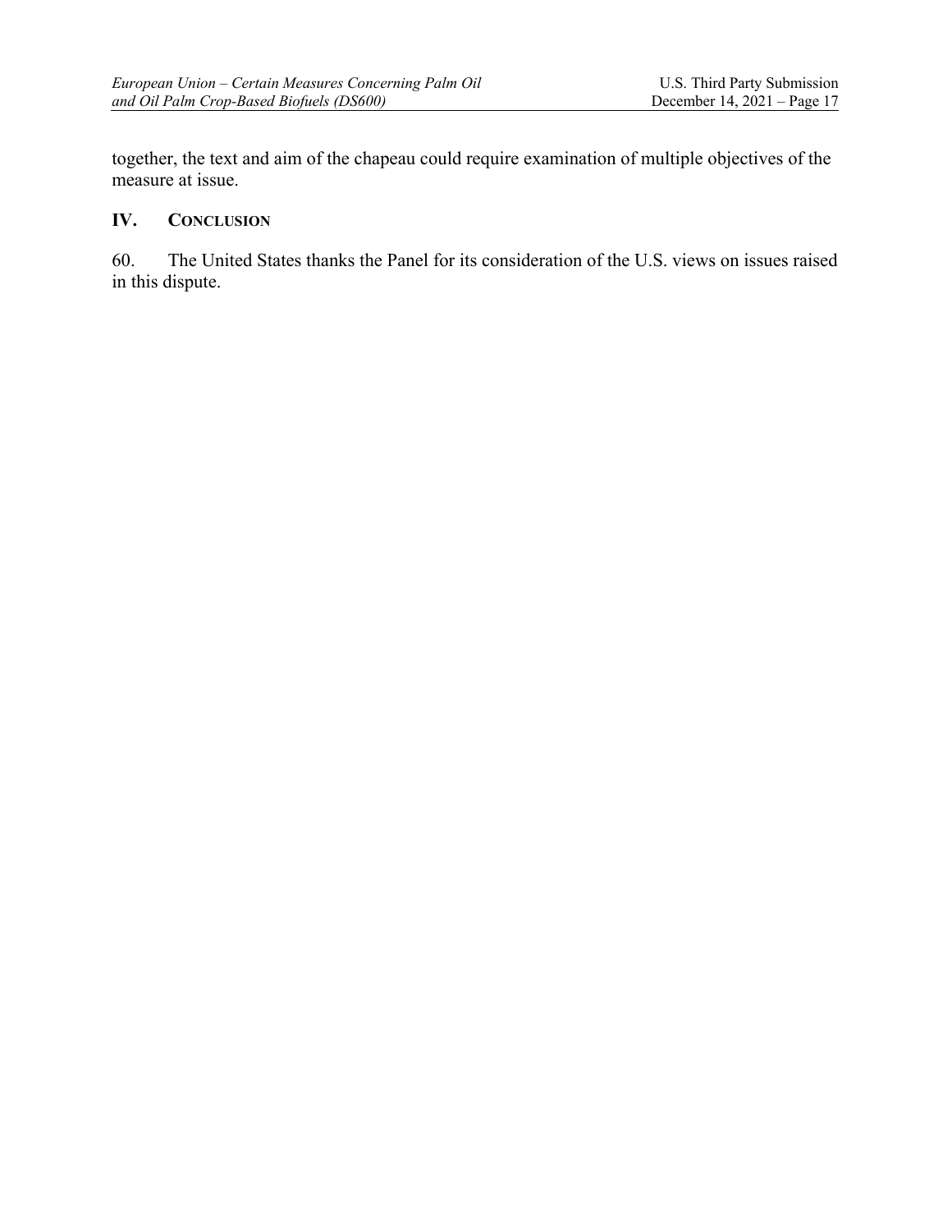together, the text and aim of the chapeau could require examination of multiple objectives of the measure at issue.

## IV. CONCLUSION

60. The United States thanks the Panel for its consideration of the U.S. views on issues raised in this dispute.